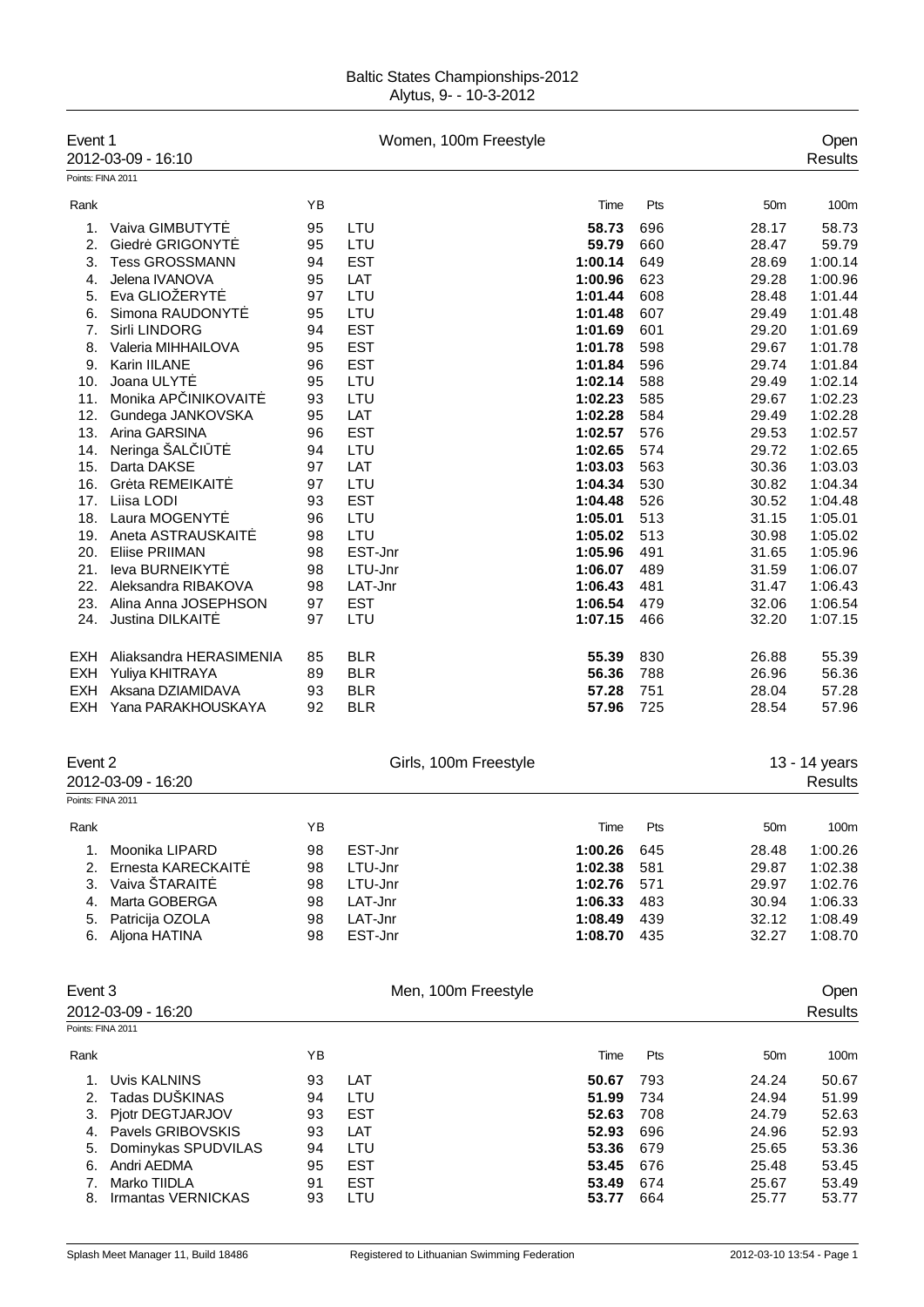# Baltic States Championships-2012

Alytus, 9- - 10-3-2012

## Event 1 — Women, 100m Freestyle — Open

2012-03-09 - 16:10 — Results

Points: FINA 2011

| Rank | | YB | | Time | Pts | 50m | 100m |
|---|---|---|---|---|---|---|---|
| 1. | Vaiva GIMBUTYTĖ | 95 | LTU | **58.73** | 696 | 28.17 | 58.73 |
| 2. | Giedrė GRIGONYTĖ | 95 | LTU | **59.79** | 660 | 28.47 | 59.79 |
| 3. | Tess GROSSMANN | 94 | EST | **1:00.14** | 649 | 28.69 | 1:00.14 |
| 4. | Jelena IVANOVA | 95 | LAT | **1:00.96** | 623 | 29.28 | 1:00.96 |
| 5. | Eva GLIOŽERYTĖ | 97 | LTU | **1:01.44** | 608 | 28.48 | 1:01.44 |
| 6. | Simona RAUDONYTĖ | 95 | LTU | **1:01.48** | 607 | 29.49 | 1:01.48 |
| 7. | Sirli LINDORG | 94 | EST | **1:01.69** | 601 | 29.20 | 1:01.69 |
| 8. | Valeria MIHHAILOVA | 95 | EST | **1:01.78** | 598 | 29.67 | 1:01.78 |
| 9. | Karin IILANE | 96 | EST | **1:01.84** | 596 | 29.74 | 1:01.84 |
| 10. | Joana ULYTĖ | 95 | LTU | **1:02.14** | 588 | 29.49 | 1:02.14 |
| 11. | Monika APČINIKOVAITĖ | 93 | LTU | **1:02.23** | 585 | 29.67 | 1:02.23 |
| 12. | Gundega JANKOVSKA | 95 | LAT | **1:02.28** | 584 | 29.49 | 1:02.28 |
| 13. | Arina GARSINA | 96 | EST | **1:02.57** | 576 | 29.53 | 1:02.57 |
| 14. | Neringa ŠALČIŪTĖ | 94 | LTU | **1:02.65** | 574 | 29.72 | 1:02.65 |
| 15. | Darta DAKSE | 97 | LAT | **1:03.03** | 563 | 30.36 | 1:03.03 |
| 16. | Grėta REMEIKAITĖ | 97 | LTU | **1:04.34** | 530 | 30.82 | 1:04.34 |
| 17. | Liisa LODI | 93 | EST | **1:04.48** | 526 | 30.52 | 1:04.48 |
| 18. | Laura MOGENYTĖ | 96 | LTU | **1:05.01** | 513 | 31.15 | 1:05.01 |
| 19. | Aneta ASTRAUSKAITĖ | 98 | LTU | **1:05.02** | 513 | 30.98 | 1:05.02 |
| 20. | Eliise PRIIMAN | 98 | EST-Jnr | **1:05.96** | 491 | 31.65 | 1:05.96 |
| 21. | Ieva BURNEIKYTĖ | 98 | LTU-Jnr | **1:06.07** | 489 | 31.59 | 1:06.07 |
| 22. | Aleksandra RIBAKOVA | 98 | LAT-Jnr | **1:06.43** | 481 | 31.47 | 1:06.43 |
| 23. | Alina Anna JOSEPHSON | 97 | EST | **1:06.54** | 479 | 32.06 | 1:06.54 |
| 24. | Justina DILKAITĖ | 97 | LTU | **1:07.15** | 466 | 32.20 | 1:07.15 |
| EXH | Aliaksandra HERASIMENIA | 85 | BLR | **55.39** | 830 | 26.88 | 55.39 |
| EXH | Yuliya KHITRAYA | 89 | BLR | **56.36** | 788 | 26.96 | 56.36 |
| EXH | Aksana DZIAMIDAVA | 93 | BLR | **57.28** | 751 | 28.04 | 57.28 |
| EXH | Yana PARAKHOUSKAYA | 92 | BLR | **57.96** | 725 | 28.54 | 57.96 |

## Event 2 — Girls, 100m Freestyle — 13 - 14 years

2012-03-09 - 16:20 — Results

Points: FINA 2011

| Rank | | YB | | Time | Pts | 50m | 100m |
|---|---|---|---|---|---|---|---|
| 1. | Moonika LIPARD | 98 | EST-Jnr | **1:00.26** | 645 | 28.48 | 1:00.26 |
| 2. | Ernesta KARECKAITĖ | 98 | LTU-Jnr | **1:02.38** | 581 | 29.87 | 1:02.38 |
| 3. | Vaiva ŠTARAITĖ | 98 | LTU-Jnr | **1:02.76** | 571 | 29.97 | 1:02.76 |
| 4. | Marta GOBERGA | 98 | LAT-Jnr | **1:06.33** | 483 | 30.94 | 1:06.33 |
| 5. | Patricija OZOLA | 98 | LAT-Jnr | **1:08.49** | 439 | 32.12 | 1:08.49 |
| 6. | Aljona HATINA | 98 | EST-Jnr | **1:08.70** | 435 | 32.27 | 1:08.70 |

## Event 3 — Men, 100m Freestyle — Open

2012-03-09 - 16:20 — Results

Points: FINA 2011

| Rank | | YB | | Time | Pts | 50m | 100m |
|---|---|---|---|---|---|---|---|
| 1. | Uvis KALNINS | 93 | LAT | **50.67** | 793 | 24.24 | 50.67 |
| 2. | Tadas DUŠKINAS | 94 | LTU | **51.99** | 734 | 24.94 | 51.99 |
| 3. | Pjotr DEGTJARJOV | 93 | EST | **52.63** | 708 | 24.79 | 52.63 |
| 4. | Pavels GRIBOVSKIS | 93 | LAT | **52.93** | 696 | 24.96 | 52.93 |
| 5. | Dominykas SPUDVILAS | 94 | LTU | **53.36** | 679 | 25.65 | 53.36 |
| 6. | Andri AEDMA | 95 | EST | **53.45** | 676 | 25.48 | 53.45 |
| 7. | Marko TIIDLA | 91 | EST | **53.49** | 674 | 25.67 | 53.49 |
| 8. | Irmantas VERNICKAS | 93 | LTU | **53.77** | 664 | 25.77 | 53.77 |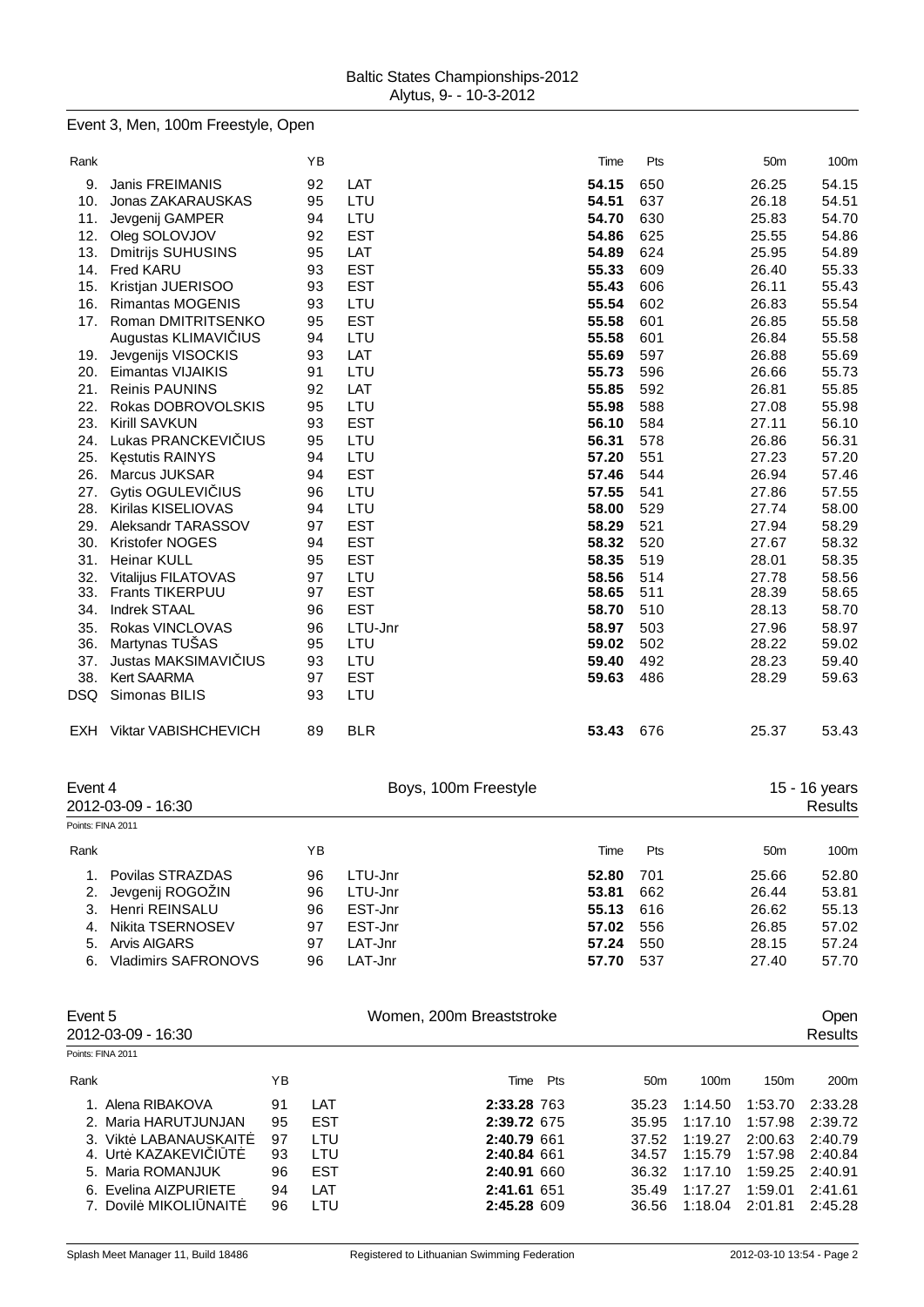Baltic States Championships-2012
Alytus, 9- - 10-3-2012

## Event 3, Men, 100m Freestyle, Open

| Rank | | YB | | Time | Pts | 50m | 100m |
|---|---|---|---|---|---|---|---|
| 9. | Janis FREIMANIS | 92 | LAT | **54.15** | 650 | 26.25 | 54.15 |
| 10. | Jonas ZAKARAUSKAS | 95 | LTU | **54.51** | 637 | 26.18 | 54.51 |
| 11. | Jevgenij GAMPER | 94 | LTU | **54.70** | 630 | 25.83 | 54.70 |
| 12. | Oleg SOLOVJOV | 92 | EST | **54.86** | 625 | 25.55 | 54.86 |
| 13. | Dmitrijs SUHUSINS | 95 | LAT | **54.89** | 624 | 25.95 | 54.89 |
| 14. | Fred KARU | 93 | EST | **55.33** | 609 | 26.40 | 55.33 |
| 15. | Kristjan JUERISOO | 93 | EST | **55.43** | 606 | 26.11 | 55.43 |
| 16. | Rimantas MOGENIS | 93 | LTU | **55.54** | 602 | 26.83 | 55.54 |
| 17. | Roman DMITRITSENKO | 95 | EST | **55.58** | 601 | 26.85 | 55.58 |
| | Augustas KLIMAVIČIUS | 94 | LTU | **55.58** | 601 | 26.84 | 55.58 |
| 19. | Jevgenijs VISOCKIS | 93 | LAT | **55.69** | 597 | 26.88 | 55.69 |
| 20. | Eimantas VIJAIKIS | 91 | LTU | **55.73** | 596 | 26.66 | 55.73 |
| 21. | Reinis PAUNINS | 92 | LAT | **55.85** | 592 | 26.81 | 55.85 |
| 22. | Rokas DOBROVOLSKIS | 95 | LTU | **55.98** | 588 | 27.08 | 55.98 |
| 23. | Kirill SAVKUN | 93 | EST | **56.10** | 584 | 27.11 | 56.10 |
| 24. | Lukas PRANCKEVIČIUS | 95 | LTU | **56.31** | 578 | 26.86 | 56.31 |
| 25. | Kęstutis RAINYS | 94 | LTU | **57.20** | 551 | 27.23 | 57.20 |
| 26. | Marcus JUKSAR | 94 | EST | **57.46** | 544 | 26.94 | 57.46 |
| 27. | Gytis OGULEVIČIUS | 96 | LTU | **57.55** | 541 | 27.86 | 57.55 |
| 28. | Kirilas KISELIOVAS | 94 | LTU | **58.00** | 529 | 27.74 | 58.00 |
| 29. | Aleksandr TARASSOV | 97 | EST | **58.29** | 521 | 27.94 | 58.29 |
| 30. | Kristofer NOGES | 94 | EST | **58.32** | 520 | 27.67 | 58.32 |
| 31. | Heinar KULL | 95 | EST | **58.35** | 519 | 28.01 | 58.35 |
| 32. | Vitalijus FILATOVAS | 97 | LTU | **58.56** | 514 | 27.78 | 58.56 |
| 33. | Frants TIKERPUU | 97 | EST | **58.65** | 511 | 28.39 | 58.65 |
| 34. | Indrek STAAL | 96 | EST | **58.70** | 510 | 28.13 | 58.70 |
| 35. | Rokas VINCLOVAS | 96 | LTU-Jnr | **58.97** | 503 | 27.96 | 58.97 |
| 36. | Martynas TUŠAS | 95 | LTU | **59.02** | 502 | 28.22 | 59.02 |
| 37. | Justas MAKSIMAVIČIUS | 93 | LTU | **59.40** | 492 | 28.23 | 59.40 |
| 38. | Kert SAARMA | 97 | EST | **59.63** | 486 | 28.29 | 59.63 |
| DSQ | Simonas BILIS | 93 | LTU | | | | |
| EXH | Viktar VABISHCHEVICH | 89 | BLR | **53.43** | 676 | 25.37 | 53.43 |

## Event 4 — Boys, 100m Freestyle — 15 - 16 years

2012-03-09 - 16:30 — Results

Points: FINA 2011

| Rank | | YB | | Time | Pts | 50m | 100m |
|---|---|---|---|---|---|---|---|
| 1. | Povilas STRAZDAS | 96 | LTU-Jnr | **52.80** | 701 | 25.66 | 52.80 |
| 2. | Jevgenij ROGOŽIN | 96 | LTU-Jnr | **53.81** | 662 | 26.44 | 53.81 |
| 3. | Henri REINSALU | 96 | EST-Jnr | **55.13** | 616 | 26.62 | 55.13 |
| 4. | Nikita TSERNOSEV | 97 | EST-Jnr | **57.02** | 556 | 26.85 | 57.02 |
| 5. | Arvis AIGARS | 97 | LAT-Jnr | **57.24** | 550 | 28.15 | 57.24 |
| 6. | Vladimirs SAFRONOVS | 96 | LAT-Jnr | **57.70** | 537 | 27.40 | 57.70 |

## Event 5 — Women, 200m Breaststroke — Open

2012-03-09 - 16:30 — Results

Points: FINA 2011

| Rank | | YB | | Time | Pts | 50m | 100m | 150m | 200m |
|---|---|---|---|---|---|---|---|---|---|
| 1. | Alena RIBAKOVA | 91 | LAT | **2:33.28** | 763 | 35.23 | 1:14.50 | 1:53.70 | 2:33.28 |
| 2. | Maria HARUTJUNJAN | 95 | EST | **2:39.72** | 675 | 35.95 | 1:17.10 | 1:57.98 | 2:39.72 |
| 3. | Viktė LABANAUSKAITĖ | 97 | LTU | **2:40.79** | 661 | 37.52 | 1:19.27 | 2:00.63 | 2:40.79 |
| 4. | Urtė KAZAKEVIČIŪTĖ | 93 | LTU | **2:40.84** | 661 | 34.57 | 1:15.79 | 1:57.98 | 2:40.84 |
| 5. | Maria ROMANJUK | 96 | EST | **2:40.91** | 660 | 36.32 | 1:17.10 | 1:59.25 | 2:40.91 |
| 6. | Evelina AIZPURIETE | 94 | LAT | **2:41.61** | 651 | 35.49 | 1:17.27 | 1:59.01 | 2:41.61 |
| 7. | Dovilė MIKOLIŪNAITĖ | 96 | LTU | **2:45.28** | 609 | 36.56 | 1:18.04 | 2:01.81 | 2:45.28 |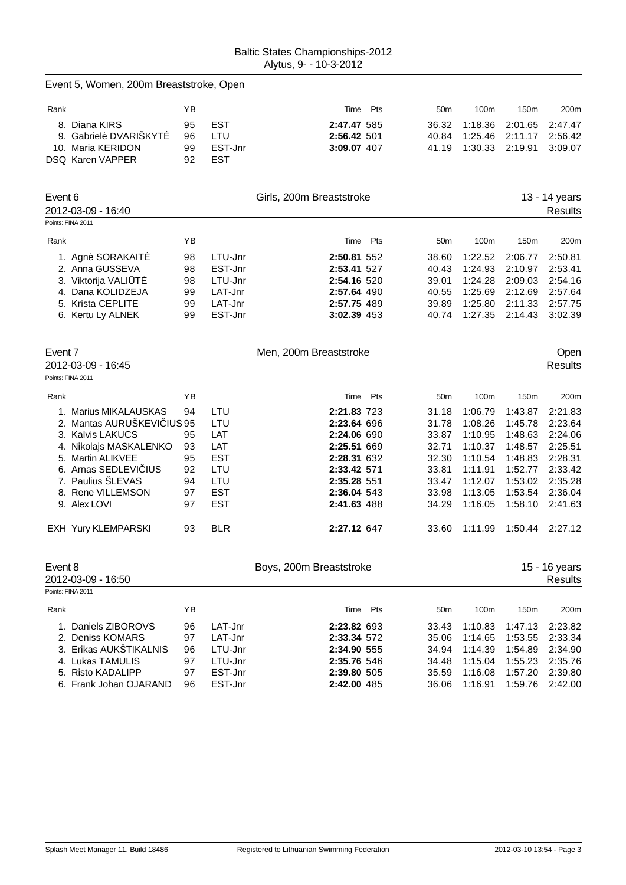Baltic States Championships-2012
Alytus, 9- - 10-3-2012

## Event 5, Women, 200m Breaststroke, Open

| Rank | | YB | | Time | Pts | 50m | 100m | 150m | 200m |
|---|---|---|---|---|---|---|---|---|---|
| 8. | Diana KIRS | 95 | EST | **2:47.47** | 585 | 36.32 | 1:18.36 | 2:01.65 | 2:47.47 |
| 9. | Gabrielė DVARIŠKYTĖ | 96 | LTU | **2:56.42** | 501 | 40.84 | 1:25.46 | 2:11.17 | 2:56.42 |
| 10. | Maria KERIDON | 99 | EST-Jnr | **3:09.07** | 407 | 41.19 | 1:30.33 | 2:19.91 | 3:09.07 |
| DSQ | Karen VAPPER | 92 | EST | | | | | | |

## Event 6 — Girls, 200m Breaststroke — 13 - 14 years

2012-03-09 - 16:40 — Results

Points: FINA 2011

| Rank | | YB | | Time | Pts | 50m | 100m | 150m | 200m |
|---|---|---|---|---|---|---|---|---|---|
| 1. | Agnė SORAKAITĖ | 98 | LTU-Jnr | **2:50.81** | 552 | 38.60 | 1:22.52 | 2:06.77 | 2:50.81 |
| 2. | Anna GUSSEVA | 98 | EST-Jnr | **2:53.41** | 527 | 40.43 | 1:24.93 | 2:10.97 | 2:53.41 |
| 3. | Viktorija VALIŪTĖ | 98 | LTU-Jnr | **2:54.16** | 520 | 39.01 | 1:24.28 | 2:09.03 | 2:54.16 |
| 4. | Dana KOLIDZEJA | 99 | LAT-Jnr | **2:57.64** | 490 | 40.55 | 1:25.69 | 2:12.69 | 2:57.64 |
| 5. | Krista CEPLITE | 99 | LAT-Jnr | **2:57.75** | 489 | 39.89 | 1:25.80 | 2:11.33 | 2:57.75 |
| 6. | Kertu Ly ALNEK | 99 | EST-Jnr | **3:02.39** | 453 | 40.74 | 1:27.35 | 2:14.43 | 3:02.39 |

## Event 7 — Men, 200m Breaststroke — Open

2012-03-09 - 16:45 — Results

Points: FINA 2011

| Rank | | YB | | Time | Pts | 50m | 100m | 150m | 200m |
|---|---|---|---|---|---|---|---|---|---|
| 1. | Marius MIKALAUSKAS | 94 | LTU | **2:21.83** | 723 | 31.18 | 1:06.79 | 1:43.87 | 2:21.83 |
| 2. | Mantas AURUŠKEVIČIUS | 95 | LTU | **2:23.64** | 696 | 31.78 | 1:08.26 | 1:45.78 | 2:23.64 |
| 3. | Kalvis LAKUCS | 95 | LAT | **2:24.06** | 690 | 33.87 | 1:10.95 | 1:48.63 | 2:24.06 |
| 4. | Nikolajs MASKALENKO | 93 | LAT | **2:25.51** | 669 | 32.71 | 1:10.37 | 1:48.57 | 2:25.51 |
| 5. | Martin ALIKVEE | 95 | EST | **2:28.31** | 632 | 32.30 | 1:10.54 | 1:48.83 | 2:28.31 |
| 6. | Arnas SEDLEVIČIUS | 92 | LTU | **2:33.42** | 571 | 33.81 | 1:11.91 | 1:52.77 | 2:33.42 |
| 7. | Paulius ŠLEVAS | 94 | LTU | **2:35.28** | 551 | 33.47 | 1:12.07 | 1:53.02 | 2:35.28 |
| 8. | Rene VILLEMSON | 97 | EST | **2:36.04** | 543 | 33.98 | 1:13.05 | 1:53.54 | 2:36.04 |
| 9. | Alex LOVI | 97 | EST | **2:41.63** | 488 | 34.29 | 1:16.05 | 1:58.10 | 2:41.63 |
| EXH | Yury KLEMPARSKI | 93 | BLR | **2:27.12** | 647 | 33.60 | 1:11.99 | 1:50.44 | 2:27.12 |

## Event 8 — Boys, 200m Breaststroke — 15 - 16 years

2012-03-09 - 16:50 — Results

Points: FINA 2011

| Rank | | YB | | Time | Pts | 50m | 100m | 150m | 200m |
|---|---|---|---|---|---|---|---|---|---|
| 1. | Daniels ZIBOROVS | 96 | LAT-Jnr | **2:23.82** | 693 | 33.43 | 1:10.83 | 1:47.13 | 2:23.82 |
| 2. | Deniss KOMARS | 97 | LAT-Jnr | **2:33.34** | 572 | 35.06 | 1:14.65 | 1:53.55 | 2:33.34 |
| 3. | Erikas AUKŠTIKALNIS | 96 | LTU-Jnr | **2:34.90** | 555 | 34.94 | 1:14.39 | 1:54.89 | 2:34.90 |
| 4. | Lukas TAMULIS | 97 | LTU-Jnr | **2:35.76** | 546 | 34.48 | 1:15.04 | 1:55.23 | 2:35.76 |
| 5. | Risto KADALIPP | 97 | EST-Jnr | **2:39.80** | 505 | 35.59 | 1:16.08 | 1:57.20 | 2:39.80 |
| 6. | Frank Johan OJARAND | 96 | EST-Jnr | **2:42.00** | 485 | 36.06 | 1:16.91 | 1:59.76 | 2:42.00 |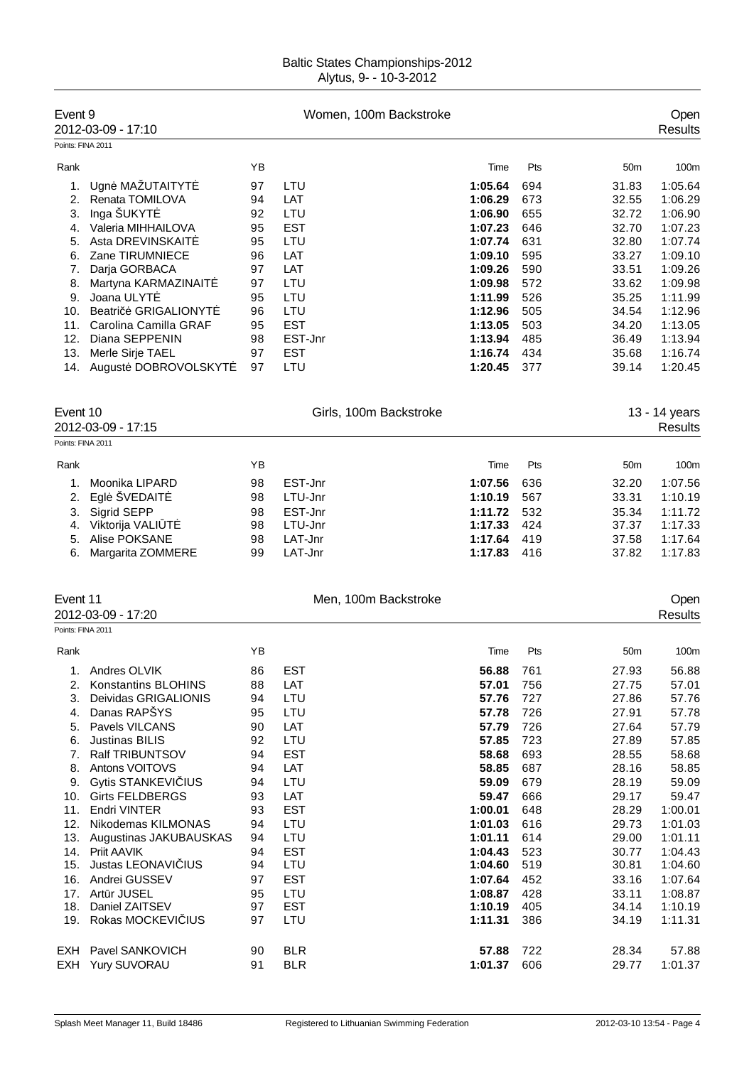Baltic States Championships-2012
Alytus, 9- - 10-3-2012

## Event 9 — Women, 100m Backstroke — Open

2012-03-09 - 17:10 — Results

Points: FINA 2011

| Rank | | YB | | Time | Pts | 50m | 100m |
|---|---|---|---|---|---|---|---|
| 1. | Ugnė MAŽUTAITYTĖ | 97 | LTU | **1:05.64** | 694 | 31.83 | 1:05.64 |
| 2. | Renata TOMILOVA | 94 | LAT | **1:06.29** | 673 | 32.55 | 1:06.29 |
| 3. | Inga ŠUKYTĖ | 92 | LTU | **1:06.90** | 655 | 32.72 | 1:06.90 |
| 4. | Valeria MIHHAILOVA | 95 | EST | **1:07.23** | 646 | 32.70 | 1:07.23 |
| 5. | Asta DREVINSKAITĖ | 95 | LTU | **1:07.74** | 631 | 32.80 | 1:07.74 |
| 6. | Zane TIRUMNIECE | 96 | LAT | **1:09.10** | 595 | 33.27 | 1:09.10 |
| 7. | Darja GORBACA | 97 | LAT | **1:09.26** | 590 | 33.51 | 1:09.26 |
| 8. | Martyna KARMAZINAITĖ | 97 | LTU | **1:09.98** | 572 | 33.62 | 1:09.98 |
| 9. | Joana ULYTĖ | 95 | LTU | **1:11.99** | 526 | 35.25 | 1:11.99 |
| 10. | Beatričė GRIGALIONYTĖ | 96 | LTU | **1:12.96** | 505 | 34.54 | 1:12.96 |
| 11. | Carolina Camilla GRAF | 95 | EST | **1:13.05** | 503 | 34.20 | 1:13.05 |
| 12. | Diana SEPPENIN | 98 | EST-Jnr | **1:13.94** | 485 | 36.49 | 1:13.94 |
| 13. | Merle Sirje TAEL | 97 | EST | **1:16.74** | 434 | 35.68 | 1:16.74 |
| 14. | Augustė DOBROVOLSKYTĖ | 97 | LTU | **1:20.45** | 377 | 39.14 | 1:20.45 |

## Event 10 — Girls, 100m Backstroke — 13 - 14 years

2012-03-09 - 17:15 — Results

Points: FINA 2011

| Rank | | YB | | Time | Pts | 50m | 100m |
|---|---|---|---|---|---|---|---|
| 1. | Moonika LIPARD | 98 | EST-Jnr | **1:07.56** | 636 | 32.20 | 1:07.56 |
| 2. | Eglė ŠVEDAITĖ | 98 | LTU-Jnr | **1:10.19** | 567 | 33.31 | 1:10.19 |
| 3. | Sigrid SEPP | 98 | EST-Jnr | **1:11.72** | 532 | 35.34 | 1:11.72 |
| 4. | Viktorija VALIŪTĖ | 98 | LTU-Jnr | **1:17.33** | 424 | 37.37 | 1:17.33 |
| 5. | Alise POKSANE | 98 | LAT-Jnr | **1:17.64** | 419 | 37.58 | 1:17.64 |
| 6. | Margarita ZOMMERE | 99 | LAT-Jnr | **1:17.83** | 416 | 37.82 | 1:17.83 |

## Event 11 — Men, 100m Backstroke — Open

2012-03-09 - 17:20 — Results

Points: FINA 2011

| Rank | | YB | | Time | Pts | 50m | 100m |
|---|---|---|---|---|---|---|---|
| 1. | Andres OLVIK | 86 | EST | **56.88** | 761 | 27.93 | 56.88 |
| 2. | Konstantins BLOHINS | 88 | LAT | **57.01** | 756 | 27.75 | 57.01 |
| 3. | Deividas GRIGALIONIS | 94 | LTU | **57.76** | 727 | 27.86 | 57.76 |
| 4. | Danas RAPŠYS | 95 | LTU | **57.78** | 726 | 27.91 | 57.78 |
| 5. | Pavels VILCANS | 90 | LAT | **57.79** | 726 | 27.64 | 57.79 |
| 6. | Justinas BILIS | 92 | LTU | **57.85** | 723 | 27.89 | 57.85 |
| 7. | Ralf TRIBUNTSOV | 94 | EST | **58.68** | 693 | 28.55 | 58.68 |
| 8. | Antons VOITOVS | 94 | LAT | **58.85** | 687 | 28.16 | 58.85 |
| 9. | Gytis STANKEVIČIUS | 94 | LTU | **59.09** | 679 | 28.19 | 59.09 |
| 10. | Girts FELDBERGS | 93 | LAT | **59.47** | 666 | 29.17 | 59.47 |
| 11. | Endri VINTER | 93 | EST | **1:00.01** | 648 | 28.29 | 1:00.01 |
| 12. | Nikodemas KILMONAS | 94 | LTU | **1:01.03** | 616 | 29.73 | 1:01.03 |
| 13. | Augustinas JAKUBAUSKAS | 94 | LTU | **1:01.11** | 614 | 29.00 | 1:01.11 |
| 14. | Priit AAVIK | 94 | EST | **1:04.43** | 523 | 30.77 | 1:04.43 |
| 15. | Justas LEONAVIČIUS | 94 | LTU | **1:04.60** | 519 | 30.81 | 1:04.60 |
| 16. | Andrei GUSSEV | 97 | EST | **1:07.64** | 452 | 33.16 | 1:07.64 |
| 17. | Artūr JUSEL | 95 | LTU | **1:08.87** | 428 | 33.11 | 1:08.87 |
| 18. | Daniel ZAITSEV | 97 | EST | **1:10.19** | 405 | 34.14 | 1:10.19 |
| 19. | Rokas MOCKEVIČIUS | 97 | LTU | **1:11.31** | 386 | 34.19 | 1:11.31 |
| EXH | Pavel SANKOVICH | 90 | BLR | **57.88** | 722 | 28.34 | 57.88 |
| EXH | Yury SUVORAU | 91 | BLR | **1:01.37** | 606 | 29.77 | 1:01.37 |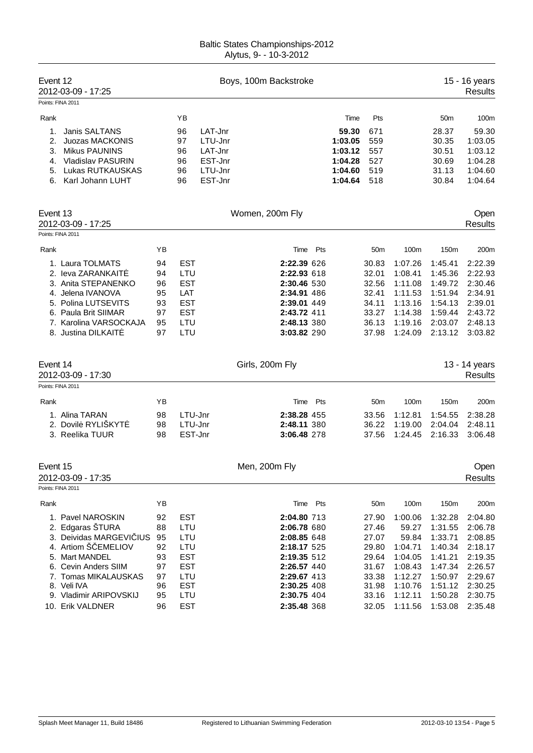Baltic States Championships-2012
Alytus, 9- - 10-3-2012

## Event 12 — Boys, 100m Backstroke — 15 - 16 years

2012-03-09 - 17:25 — Results

Points: FINA 2011

| Rank | | YB | | Time | Pts | 50m | 100m |
|---|---|---|---|---|---|---|---|
| 1. | Janis SALTANS | 96 | LAT-Jnr | **59.30** | 671 | 28.37 | 59.30 |
| 2. | Juozas MACKONIS | 97 | LTU-Jnr | **1:03.05** | 559 | 30.35 | 1:03.05 |
| 3. | Mikus PAUNINS | 96 | LAT-Jnr | **1:03.12** | 557 | 30.51 | 1:03.12 |
| 4. | Vladislav PASURIN | 96 | EST-Jnr | **1:04.28** | 527 | 30.69 | 1:04.28 |
| 5. | Lukas RUTKAUSKAS | 96 | LTU-Jnr | **1:04.60** | 519 | 31.13 | 1:04.60 |
| 6. | Karl Johann LUHT | 96 | EST-Jnr | **1:04.64** | 518 | 30.84 | 1:04.64 |

## Event 13 — Women, 200m Fly — Open

2012-03-09 - 17:25 — Results

Points: FINA 2011

| Rank | | YB | | Time | Pts | 50m | 100m | 150m | 200m |
|---|---|---|---|---|---|---|---|---|---|
| 1. | Laura TOLMATS | 94 | EST | **2:22.39** | 626 | 30.83 | 1:07.26 | 1:45.41 | 2:22.39 |
| 2. | Ieva ZARANKAITĖ | 94 | LTU | **2:22.93** | 618 | 32.01 | 1:08.41 | 1:45.36 | 2:22.93 |
| 3. | Anita STEPANENKO | 96 | EST | **2:30.46** | 530 | 32.56 | 1:11.08 | 1:49.72 | 2:30.46 |
| 4. | Jelena IVANOVA | 95 | LAT | **2:34.91** | 486 | 32.41 | 1:11.53 | 1:51.94 | 2:34.91 |
| 5. | Polina LUTSEVITS | 93 | EST | **2:39.01** | 449 | 34.11 | 1:13.16 | 1:54.13 | 2:39.01 |
| 6. | Paula Brit SIIMAR | 97 | EST | **2:43.72** | 411 | 33.27 | 1:14.38 | 1:59.44 | 2:43.72 |
| 7. | Karolina VARSOCKAJA | 95 | LTU | **2:48.13** | 380 | 36.13 | 1:19.16 | 2:03.07 | 2:48.13 |
| 8. | Justina DILKAITĖ | 97 | LTU | **3:03.82** | 290 | 37.98 | 1:24.09 | 2:13.12 | 3:03.82 |

## Event 14 — Girls, 200m Fly — 13 - 14 years

2012-03-09 - 17:30 — Results

Points: FINA 2011

| Rank | | YB | | Time | Pts | 50m | 100m | 150m | 200m |
|---|---|---|---|---|---|---|---|---|---|
| 1. | Alina TARAN | 98 | LTU-Jnr | **2:38.28** | 455 | 33.56 | 1:12.81 | 1:54.55 | 2:38.28 |
| 2. | Dovilė RYLIŠKYTĖ | 98 | LTU-Jnr | **2:48.11** | 380 | 36.22 | 1:19.00 | 2:04.04 | 2:48.11 |
| 3. | Reelika TUUR | 98 | EST-Jnr | **3:06.48** | 278 | 37.56 | 1:24.45 | 2:16.33 | 3:06.48 |

## Event 15 — Men, 200m Fly — Open

2012-03-09 - 17:35 — Results

Points: FINA 2011

| Rank | | YB | | Time | Pts | 50m | 100m | 150m | 200m |
|---|---|---|---|---|---|---|---|---|---|
| 1. | Pavel NAROSKIN | 92 | EST | **2:04.80** | 713 | 27.90 | 1:00.06 | 1:32.28 | 2:04.80 |
| 2. | Edgaras ŠTURA | 88 | LTU | **2:06.78** | 680 | 27.46 | 59.27 | 1:31.55 | 2:06.78 |
| 3. | Deividas MARGEVIČIUS | 95 | LTU | **2:08.85** | 648 | 27.07 | 59.84 | 1:33.71 | 2:08.85 |
| 4. | Artiom ŠČEMELIOV | 92 | LTU | **2:18.17** | 525 | 29.80 | 1:04.71 | 1:40.34 | 2:18.17 |
| 5. | Mart MANDEL | 93 | EST | **2:19.35** | 512 | 29.64 | 1:04.05 | 1:41.21 | 2:19.35 |
| 6. | Cevin Anders SIIM | 97 | EST | **2:26.57** | 440 | 31.67 | 1:08.43 | 1:47.34 | 2:26.57 |
| 7. | Tomas MIKALAUSKAS | 97 | LTU | **2:29.67** | 413 | 33.38 | 1:12.27 | 1:50.97 | 2:29.67 |
| 8. | Veli IVA | 96 | EST | **2:30.25** | 408 | 31.98 | 1:10.76 | 1:51.12 | 2:30.25 |
| 9. | Vladimir ARIPOVSKIJ | 95 | LTU | **2:30.75** | 404 | 33.16 | 1:12.11 | 1:50.28 | 2:30.75 |
| 10. | Erik VALDNER | 96 | EST | **2:35.48** | 368 | 32.05 | 1:11.56 | 1:53.08 | 2:35.48 |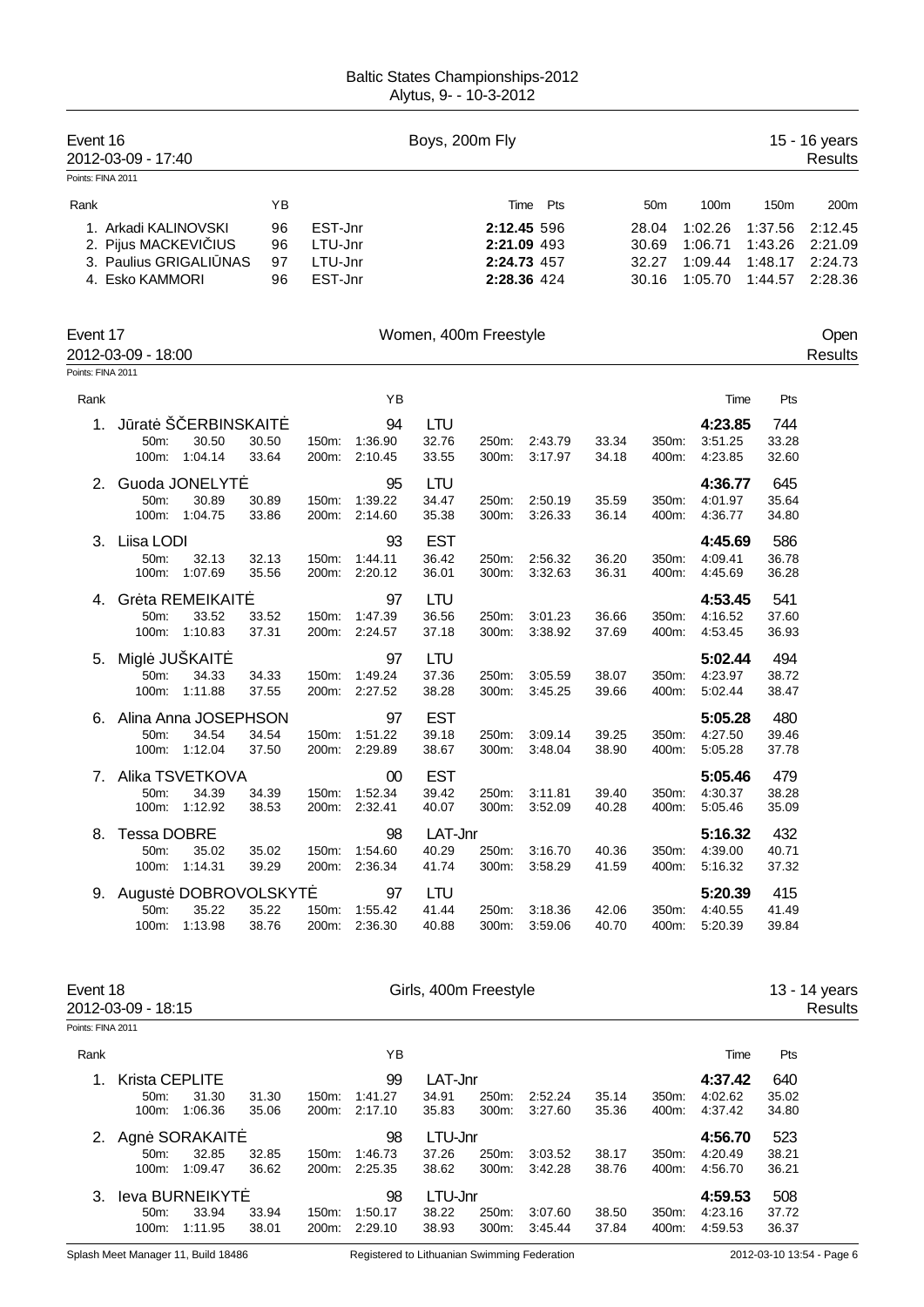Baltic States Championships-2012
Alytus, 9- - 10-3-2012

## Event 16 — Boys, 200m Fly — 15 - 16 years

2012-03-09 - 17:40 — Results

Points: FINA 2011

| Rank | Name | YB | Club | Time | Pts | 50m | 100m | 150m | 200m |
|---|---|---|---|---|---|---|---|---|---|
| 1. | Arkadi KALINOVSKI | 96 | EST-Jnr | 2:12.45 | 596 | 28.04 | 1:02.26 | 1:37.56 | 2:12.45 |
| 2. | Pijus MACKEVIČIUS | 96 | LTU-Jnr | 2:21.09 | 493 | 30.69 | 1:06.71 | 1:43.26 | 2:21.09 |
| 3. | Paulius GRIGALIŪNAS | 97 | LTU-Jnr | 2:24.73 | 457 | 32.27 | 1:09.44 | 1:48.17 | 2:24.73 |
| 4. | Esko KAMMORI | 96 | EST-Jnr | 2:28.36 | 424 | 30.16 | 1:05.70 | 1:44.57 | 2:28.36 |

## Event 17 — Women, 400m Freestyle — Open

2012-03-09 - 18:00 — Results

Points: FINA 2011

| Rank | Name | YB | Club | Time | Pts |
|---|---|---|---|---|---|
| 1. | Jūratė ŠČERBINSKAITĖ | 94 | LTU | 4:23.85 | 744 |
| | 50m: 30.50 (30.50) · 100m: 1:04.14 (33.64) · 150m: 1:36.90 (32.76) · 200m: 2:10.45 (33.55) · 250m: 2:43.79 (33.34) · 300m: 3:17.97 (34.18) · 350m: 3:51.25 (33.28) · 400m: 4:23.85 (32.60) | | | | |
| 2. | Guoda JONELYTĖ | 95 | LTU | 4:36.77 | 645 |
| | 50m: 30.89 (30.89) · 100m: 1:04.75 (33.86) · 150m: 1:39.22 (34.47) · 200m: 2:14.60 (35.38) · 250m: 2:50.19 (35.59) · 300m: 3:26.33 (36.14) · 350m: 4:01.97 (35.64) · 400m: 4:36.77 (34.80) | | | | |
| 3. | Liisa LODI | 93 | EST | 4:45.69 | 586 |
| | 50m: 32.13 (32.13) · 100m: 1:07.69 (35.56) · 150m: 1:44.11 (36.42) · 200m: 2:20.12 (36.01) · 250m: 2:56.32 (36.20) · 300m: 3:32.63 (36.31) · 350m: 4:09.41 (36.78) · 400m: 4:45.69 (36.28) | | | | |
| 4. | Grėta REMEIKAITĖ | 97 | LTU | 4:53.45 | 541 |
| | 50m: 33.52 (33.52) · 100m: 1:10.83 (37.31) · 150m: 1:47.39 (36.56) · 200m: 2:24.57 (37.18) · 250m: 3:01.23 (36.66) · 300m: 3:38.92 (37.69) · 350m: 4:16.52 (37.60) · 400m: 4:53.45 (36.93) | | | | |
| 5. | Miglė JUŠKAITĖ | 97 | LTU | 5:02.44 | 494 |
| | 50m: 34.33 (34.33) · 100m: 1:11.88 (37.55) · 150m: 1:49.24 (37.36) · 200m: 2:27.52 (38.28) · 250m: 3:05.59 (38.07) · 300m: 3:45.25 (39.66) · 350m: 4:23.97 (38.72) · 400m: 5:02.44 (38.47) | | | | |
| 6. | Alina Anna JOSEPHSON | 97 | EST | 5:05.28 | 480 |
| | 50m: 34.54 (34.54) · 100m: 1:12.04 (37.50) · 150m: 1:51.22 (39.18) · 200m: 2:29.89 (38.67) · 250m: 3:09.14 (39.25) · 300m: 3:48.04 (38.90) · 350m: 4:27.50 (39.46) · 400m: 5:05.28 (37.78) | | | | |
| 7. | Alika TSVETKOVA | 00 | EST | 5:05.46 | 479 |
| | 50m: 34.39 (34.39) · 100m: 1:12.92 (38.53) · 150m: 1:52.34 (39.42) · 200m: 2:32.41 (40.07) · 250m: 3:11.81 (39.40) · 300m: 3:52.09 (40.28) · 350m: 4:30.37 (38.28) · 400m: 5:05.46 (35.09) | | | | |
| 8. | Tessa DOBRE | 98 | LAT-Jnr | 5:16.32 | 432 |
| | 50m: 35.02 (35.02) · 100m: 1:14.31 (39.29) · 150m: 1:54.60 (40.29) · 200m: 2:36.34 (41.74) · 250m: 3:16.70 (40.36) · 300m: 3:58.29 (41.59) · 350m: 4:39.00 (40.71) · 400m: 5:16.32 (37.32) | | | | |
| 9. | Augustė DOBROVOLSKYTĖ | 97 | LTU | 5:20.39 | 415 |
| | 50m: 35.22 (35.22) · 100m: 1:13.98 (38.76) · 150m: 1:55.22 (41.44) · 200m: 2:36.30 (40.88) · 250m: 3:18.36 (42.06) · 300m: 3:59.06 (40.70) · 350m: 4:40.55 (41.49) · 400m: 5:20.39 (39.84) | | | | |

## Event 18 — Girls, 400m Freestyle — 13 - 14 years

2012-03-09 - 18:15 — Results

Points: FINA 2011

| Rank | Name | YB | Club | Time | Pts |
|---|---|---|---|---|---|
| 1. | Krista CEPLITE | 99 | LAT-Jnr | 4:37.42 | 640 |
| | 50m: 31.30 (31.30) · 100m: 1:06.36 (35.06) · 150m: 1:41.27 (34.91) · 200m: 2:17.10 (35.83) · 250m: 2:52.24 (35.14) · 300m: 3:27.60 (35.36) · 350m: 4:02.62 (35.02) · 400m: 4:37.42 (34.80) | | | | |
| 2. | Agnė SORAKAITĖ | 98 | LTU-Jnr | 4:56.70 | 523 |
| | 50m: 32.85 (32.85) · 100m: 1:09.47 (36.62) · 150m: 1:46.73 (37.26) · 200m: 2:25.35 (38.62) · 250m: 3:03.52 (38.17) · 300m: 3:42.28 (38.76) · 350m: 4:20.49 (38.21) · 400m: 4:56.70 (36.21) | | | | |
| 3. | Ieva BURNEIKYTĖ | 98 | LTU-Jnr | 4:59.53 | 508 |
| | 50m: 33.94 (33.94) · 100m: 1:11.95 (38.01) · 150m: 1:50.17 (38.22) · 200m: 2:29.10 (38.93) · 250m: 3:07.60 (38.50) · 300m: 3:45.44 (37.84) · 350m: 4:23.16 (37.72) · 400m: 4:59.53 (36.37) | | | | |

Splash Meet Manager 11, Build 18486 — Registered to Lithuanian Swimming Federation — 2012-03-10 13:54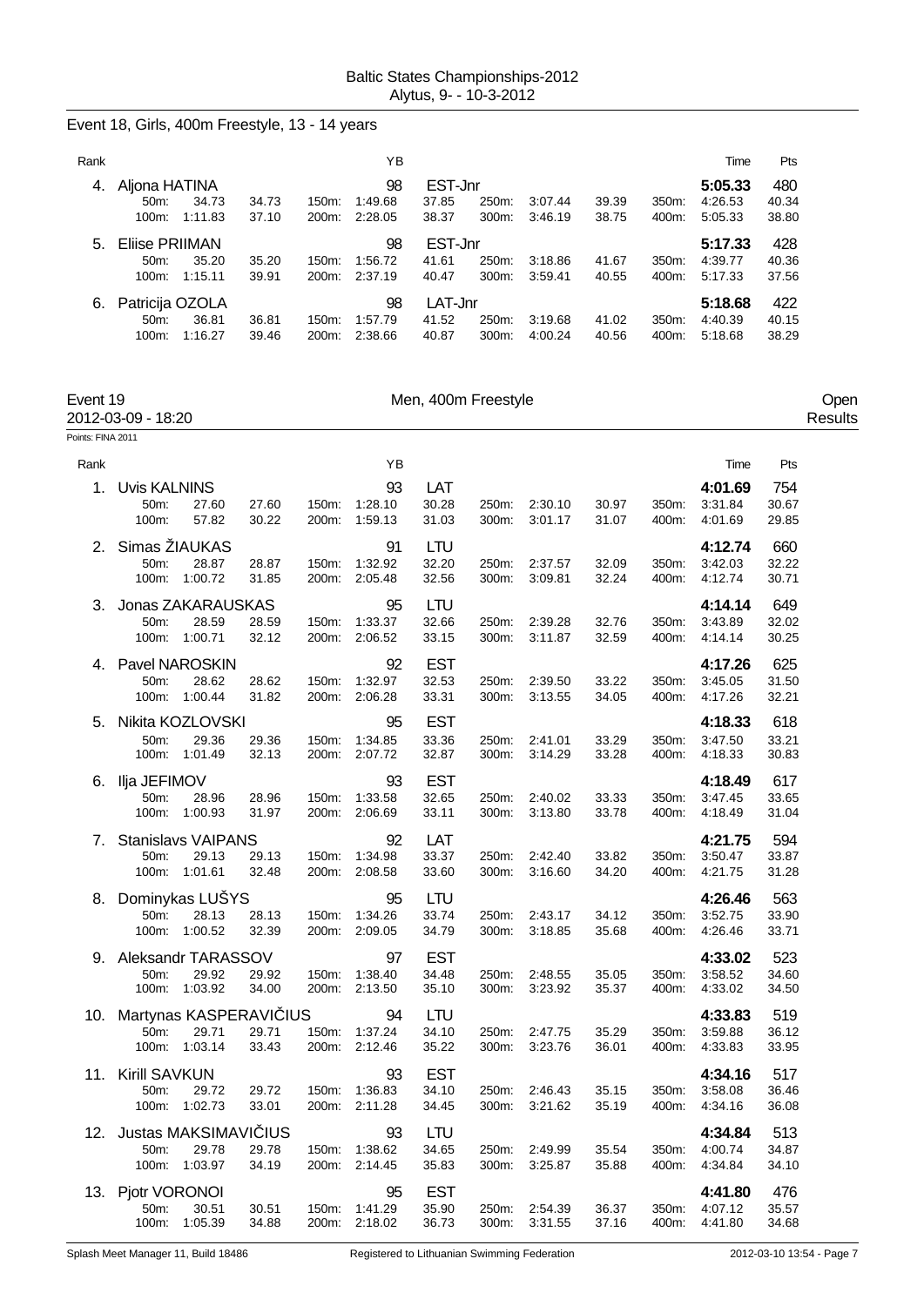Baltic States Championships-2012
Alytus, 9- - 10-3-2012

## Event 18, Girls, 400m Freestyle, 13 - 14 years

| Rank | Name | | | | YB | | | | | | | Time | Pts |
|---|---|---|---|---|---|---|---|---|---|---|---|---|---|
| 4. | Aljona HATINA | | | | 98 | EST-Jnr | | | | | | 5:05.33 | 480 |
| | 50m: | 34.73 | 34.73 | 150m: | 1:49.68 | 37.85 | 250m: | 3:07.44 | 39.39 | 350m: | 4:26.53 | 40.34 | |
| | 100m: | 1:11.83 | 37.10 | 200m: | 2:28.05 | 38.37 | 300m: | 3:46.19 | 38.75 | 400m: | 5:05.33 | 38.80 | |
| 5. | Eliise PRIIMAN | | | | 98 | EST-Jnr | | | | | | 5:17.33 | 428 |
| | 50m: | 35.20 | 35.20 | 150m: | 1:56.72 | 41.61 | 250m: | 3:18.86 | 41.67 | 350m: | 4:39.77 | 40.36 | |
| | 100m: | 1:15.11 | 39.91 | 200m: | 2:37.19 | 40.47 | 300m: | 3:59.41 | 40.55 | 400m: | 5:17.33 | 37.56 | |
| 6. | Patricija OZOLA | | | | 98 | LAT-Jnr | | | | | | 5:18.68 | 422 |
| | 50m: | 36.81 | 36.81 | 150m: | 1:57.79 | 41.52 | 250m: | 3:19.68 | 41.02 | 350m: | 4:40.39 | 40.15 | |
| | 100m: | 1:16.27 | 39.46 | 200m: | 2:38.66 | 40.87 | 300m: | 4:00.24 | 40.56 | 400m: | 5:18.68 | 38.29 | |

## Event 19 — Men, 400m Freestyle — Open

2012-03-09 - 18:20 — Results

Points: FINA 2011

| Rank | Name | | | | YB | | | | | | | Time | Pts |
|---|---|---|---|---|---|---|---|---|---|---|---|---|---|
| 1. | Uvis KALNINS | | | | 93 | LAT | | | | | | 4:01.69 | 754 |
| | 50m: | 27.60 | 27.60 | 150m: | 1:28.10 | 30.28 | 250m: | 2:30.10 | 30.97 | 350m: | 3:31.84 | 30.67 | |
| | 100m: | 57.82 | 30.22 | 200m: | 1:59.13 | 31.03 | 300m: | 3:01.17 | 31.07 | 400m: | 4:01.69 | 29.85 | |
| 2. | Simas ŽIAUKAS | | | | 91 | LTU | | | | | | 4:12.74 | 660 |
| | 50m: | 28.87 | 28.87 | 150m: | 1:32.92 | 32.20 | 250m: | 2:37.57 | 32.09 | 350m: | 3:42.03 | 32.22 | |
| | 100m: | 1:00.72 | 31.85 | 200m: | 2:05.48 | 32.56 | 300m: | 3:09.81 | 32.24 | 400m: | 4:12.74 | 30.71 | |
| 3. | Jonas ZAKARAUSKAS | | | | 95 | LTU | | | | | | 4:14.14 | 649 |
| | 50m: | 28.59 | 28.59 | 150m: | 1:33.37 | 32.66 | 250m: | 2:39.28 | 32.76 | 350m: | 3:43.89 | 32.02 | |
| | 100m: | 1:00.71 | 32.12 | 200m: | 2:06.52 | 33.15 | 300m: | 3:11.87 | 32.59 | 400m: | 4:14.14 | 30.25 | |
| 4. | Pavel NAROSKIN | | | | 92 | EST | | | | | | 4:17.26 | 625 |
| | 50m: | 28.62 | 28.62 | 150m: | 1:32.97 | 32.53 | 250m: | 2:39.50 | 33.22 | 350m: | 3:45.05 | 31.50 | |
| | 100m: | 1:00.44 | 31.82 | 200m: | 2:06.28 | 33.31 | 300m: | 3:13.55 | 34.05 | 400m: | 4:17.26 | 32.21 | |
| 5. | Nikita KOZLOVSKI | | | | 95 | EST | | | | | | 4:18.33 | 618 |
| | 50m: | 29.36 | 29.36 | 150m: | 1:34.85 | 33.36 | 250m: | 2:41.01 | 33.29 | 350m: | 3:47.50 | 33.21 | |
| | 100m: | 1:01.49 | 32.13 | 200m: | 2:07.72 | 32.87 | 300m: | 3:14.29 | 33.28 | 400m: | 4:18.33 | 30.83 | |
| 6. | Ilja JEFIMOV | | | | 93 | EST | | | | | | 4:18.49 | 617 |
| | 50m: | 28.96 | 28.96 | 150m: | 1:33.58 | 32.65 | 250m: | 2:40.02 | 33.33 | 350m: | 3:47.45 | 33.65 | |
| | 100m: | 1:00.93 | 31.97 | 200m: | 2:06.69 | 33.11 | 300m: | 3:13.80 | 33.78 | 400m: | 4:18.49 | 31.04 | |
| 7. | Stanislavs VAIPANS | | | | 92 | LAT | | | | | | 4:21.75 | 594 |
| | 50m: | 29.13 | 29.13 | 150m: | 1:34.98 | 33.37 | 250m: | 2:42.40 | 33.82 | 350m: | 3:50.47 | 33.87 | |
| | 100m: | 1:01.61 | 32.48 | 200m: | 2:08.58 | 33.60 | 300m: | 3:16.60 | 34.20 | 400m: | 4:21.75 | 31.28 | |
| 8. | Dominykas LUŠYS | | | | 95 | LTU | | | | | | 4:26.46 | 563 |
| | 50m: | 28.13 | 28.13 | 150m: | 1:34.26 | 33.74 | 250m: | 2:43.17 | 34.12 | 350m: | 3:52.75 | 33.90 | |
| | 100m: | 1:00.52 | 32.39 | 200m: | 2:09.05 | 34.79 | 300m: | 3:18.85 | 35.68 | 400m: | 4:26.46 | 33.71 | |
| 9. | Aleksandr TARASSOV | | | | 97 | EST | | | | | | 4:33.02 | 523 |
| | 50m: | 29.92 | 29.92 | 150m: | 1:38.40 | 34.48 | 250m: | 2:48.55 | 35.05 | 350m: | 3:58.52 | 34.60 | |
| | 100m: | 1:03.92 | 34.00 | 200m: | 2:13.50 | 35.10 | 300m: | 3:23.92 | 35.37 | 400m: | 4:33.02 | 34.50 | |
| 10. | Martynas KASPERAVIČIUS | | | | 94 | LTU | | | | | | 4:33.83 | 519 |
| | 50m: | 29.71 | 29.71 | 150m: | 1:37.24 | 34.10 | 250m: | 2:47.75 | 35.29 | 350m: | 3:59.88 | 36.12 | |
| | 100m: | 1:03.14 | 33.43 | 200m: | 2:12.46 | 35.22 | 300m: | 3:23.76 | 36.01 | 400m: | 4:33.83 | 33.95 | |
| 11. | Kirill SAVKUN | | | | 93 | EST | | | | | | 4:34.16 | 517 |
| | 50m: | 29.72 | 29.72 | 150m: | 1:36.83 | 34.10 | 250m: | 2:46.43 | 35.15 | 350m: | 3:58.08 | 36.46 | |
| | 100m: | 1:02.73 | 33.01 | 200m: | 2:11.28 | 34.45 | 300m: | 3:21.62 | 35.19 | 400m: | 4:34.16 | 36.08 | |
| 12. | Justas MAKSIMAVIČIUS | | | | 93 | LTU | | | | | | 4:34.84 | 513 |
| | 50m: | 29.78 | 29.78 | 150m: | 1:38.62 | 34.65 | 250m: | 2:49.99 | 35.54 | 350m: | 4:00.74 | 34.87 | |
| | 100m: | 1:03.97 | 34.19 | 200m: | 2:14.45 | 35.83 | 300m: | 3:25.87 | 35.88 | 400m: | 4:34.84 | 34.10 | |
| 13. | Pjotr VORONOI | | | | 95 | EST | | | | | | 4:41.80 | 476 |
| | 50m: | 30.51 | 30.51 | 150m: | 1:41.29 | 35.90 | 250m: | 2:54.39 | 36.37 | 350m: | 4:07.12 | 35.57 | |
| | 100m: | 1:05.39 | 34.88 | 200m: | 2:18.02 | 36.73 | 300m: | 3:31.55 | 37.16 | 400m: | 4:41.80 | 34.68 | |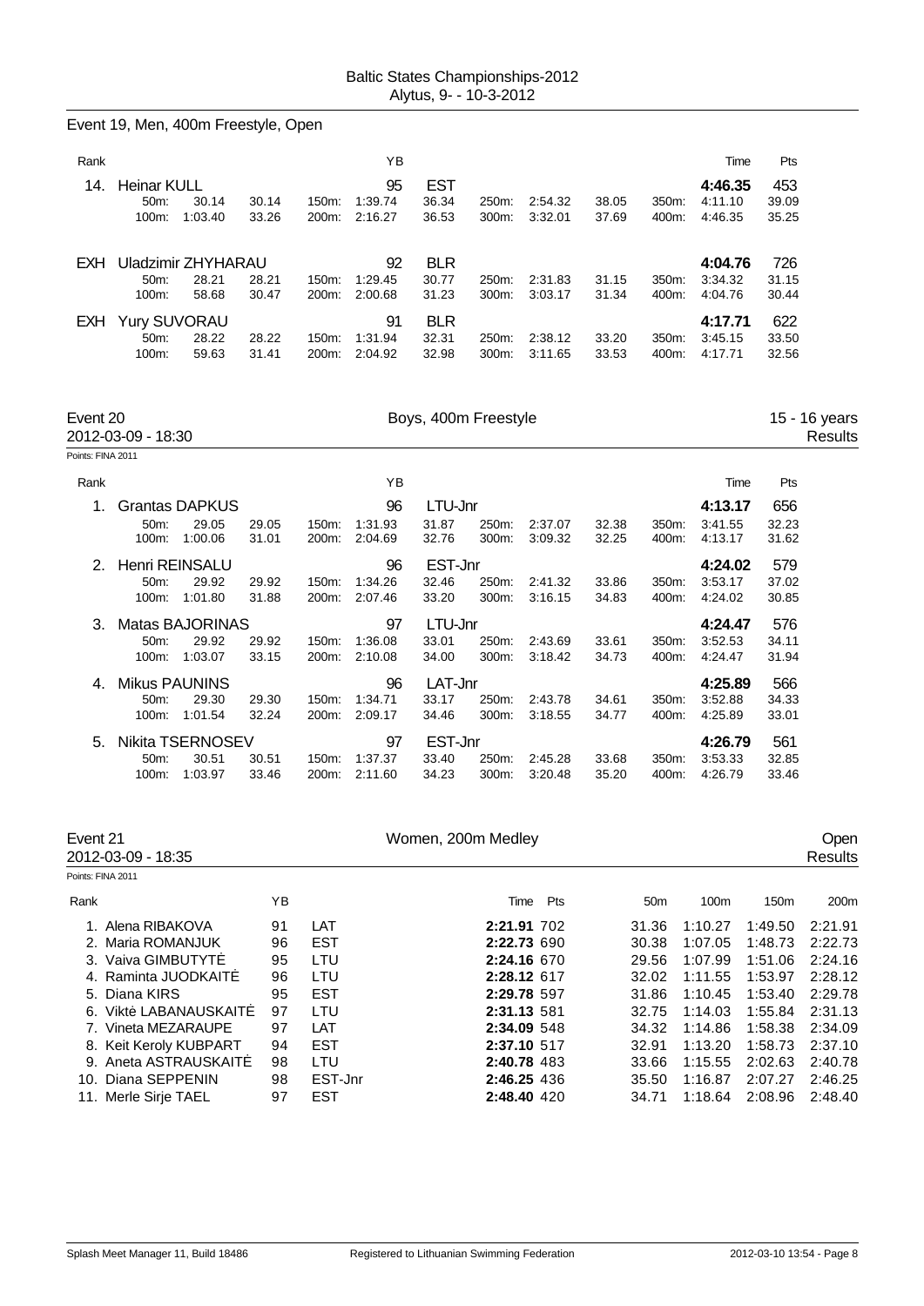Baltic States Championships-2012
Alytus, 9- - 10-3-2012

## Event 19, Men, 400m Freestyle, Open

| Rank | | | | | YB | | | | | | Time | Pts |
|---|---|---|---|---|---|---|---|---|---|---|---|---|
| 14. | Heinar KULL | | | | 95 | EST | | | | | **4:46.35** | 453 |
| | 50m: | 30.14 | 30.14 | 150m: | 1:39.74 | 36.34 | 250m: | 2:54.32 | 38.05 | 350m: | 4:11.10 | 39.09 |
| | 100m: | 1:03.40 | 33.26 | 200m: | 2:16.27 | 36.53 | 300m: | 3:32.01 | 37.69 | 400m: | 4:46.35 | 35.25 |
| EXH | Uladzimir ZHYHARAU | | | | 92 | BLR | | | | | **4:04.76** | 726 |
| | 50m: | 28.21 | 28.21 | 150m: | 1:29.45 | 30.77 | 250m: | 2:31.83 | 31.15 | 350m: | 3:34.32 | 31.15 |
| | 100m: | 58.68 | 30.47 | 200m: | 2:00.68 | 31.23 | 300m: | 3:03.17 | 31.34 | 400m: | 4:04.76 | 30.44 |
| EXH | Yury SUVORAU | | | | 91 | BLR | | | | | **4:17.71** | 622 |
| | 50m: | 28.22 | 28.22 | 150m: | 1:31.94 | 32.31 | 250m: | 2:38.12 | 33.20 | 350m: | 3:45.15 | 33.50 |
| | 100m: | 59.63 | 31.41 | 200m: | 2:04.92 | 32.98 | 300m: | 3:11.65 | 33.53 | 400m: | 4:17.71 | 32.56 |

## Event 20 — Boys, 400m Freestyle — 15 - 16 years

2012-03-09 - 18:30 — Results

Points: FINA 2011

| Rank | | | | | YB | | | | | | Time | Pts |
|---|---|---|---|---|---|---|---|---|---|---|---|---|
| 1. | Grantas DAPKUS | | | | 96 | LTU-Jnr | | | | | **4:13.17** | 656 |
| | 50m: | 29.05 | 29.05 | 150m: | 1:31.93 | 31.87 | 250m: | 2:37.07 | 32.38 | 350m: | 3:41.55 | 32.23 |
| | 100m: | 1:00.06 | 31.01 | 200m: | 2:04.69 | 32.76 | 300m: | 3:09.32 | 32.25 | 400m: | 4:13.17 | 31.62 |
| 2. | Henri REINSALU | | | | 96 | EST-Jnr | | | | | **4:24.02** | 579 |
| | 50m: | 29.92 | 29.92 | 150m: | 1:34.26 | 32.46 | 250m: | 2:41.32 | 33.86 | 350m: | 3:53.17 | 37.02 |
| | 100m: | 1:01.80 | 31.88 | 200m: | 2:07.46 | 33.20 | 300m: | 3:16.15 | 34.83 | 400m: | 4:24.02 | 30.85 |
| 3. | Matas BAJORINAS | | | | 97 | LTU-Jnr | | | | | **4:24.47** | 576 |
| | 50m: | 29.92 | 29.92 | 150m: | 1:36.08 | 33.01 | 250m: | 2:43.69 | 33.61 | 350m: | 3:52.53 | 34.11 |
| | 100m: | 1:03.07 | 33.15 | 200m: | 2:10.08 | 34.00 | 300m: | 3:18.42 | 34.73 | 400m: | 4:24.47 | 31.94 |
| 4. | Mikus PAUNINS | | | | 96 | LAT-Jnr | | | | | **4:25.89** | 566 |
| | 50m: | 29.30 | 29.30 | 150m: | 1:34.71 | 33.17 | 250m: | 2:43.78 | 34.61 | 350m: | 3:52.88 | 34.33 |
| | 100m: | 1:01.54 | 32.24 | 200m: | 2:09.17 | 34.46 | 300m: | 3:18.55 | 34.77 | 400m: | 4:25.89 | 33.01 |
| 5. | Nikita TSERNOSEV | | | | 97 | EST-Jnr | | | | | **4:26.79** | 561 |
| | 50m: | 30.51 | 30.51 | 150m: | 1:37.37 | 33.40 | 250m: | 2:45.28 | 33.68 | 350m: | 3:53.33 | 32.85 |
| | 100m: | 1:03.97 | 33.46 | 200m: | 2:11.60 | 34.23 | 300m: | 3:20.48 | 35.20 | 400m: | 4:26.79 | 33.46 |

## Event 21 — Women, 200m Medley — Open

2012-03-09 - 18:35 — Results

Points: FINA 2011

| Rank | | YB | | Time | Pts | 50m | 100m | 150m | 200m |
|---|---|---|---|---|---|---|---|---|---|
| 1. | Alena RIBAKOVA | 91 | LAT | **2:21.91** | 702 | 31.36 | 1:10.27 | 1:49.50 | 2:21.91 |
| 2. | Maria ROMANJUK | 96 | EST | **2:22.73** | 690 | 30.38 | 1:07.05 | 1:48.73 | 2:22.73 |
| 3. | Vaiva GIMBUTYTĖ | 95 | LTU | **2:24.16** | 670 | 29.56 | 1:07.99 | 1:51.06 | 2:24.16 |
| 4. | Raminta JUODKAITĖ | 96 | LTU | **2:28.12** | 617 | 32.02 | 1:11.55 | 1:53.97 | 2:28.12 |
| 5. | Diana KIRS | 95 | EST | **2:29.78** | 597 | 31.86 | 1:10.45 | 1:53.40 | 2:29.78 |
| 6. | Viktė LABANAUSKAITĖ | 97 | LTU | **2:31.13** | 581 | 32.75 | 1:14.03 | 1:55.84 | 2:31.13 |
| 7. | Vineta MEZARAUPE | 97 | LAT | **2:34.09** | 548 | 34.32 | 1:14.86 | 1:58.38 | 2:34.09 |
| 8. | Keit Keroly KUBPART | 94 | EST | **2:37.10** | 517 | 32.91 | 1:13.20 | 1:58.73 | 2:37.10 |
| 9. | Aneta ASTRAUSKAITĖ | 98 | LTU | **2:40.78** | 483 | 33.66 | 1:15.55 | 2:02.63 | 2:40.78 |
| 10. | Diana SEPPENIN | 98 | EST-Jnr | **2:46.25** | 436 | 35.50 | 1:16.87 | 2:07.27 | 2:46.25 |
| 11. | Merle Sirje TAEL | 97 | EST | **2:48.40** | 420 | 34.71 | 1:18.64 | 2:08.96 | 2:48.40 |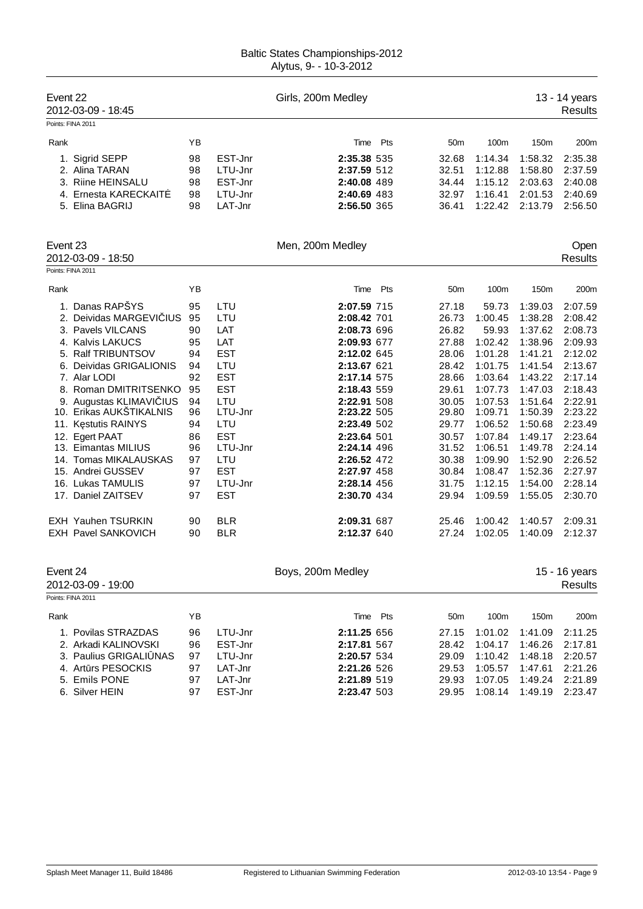Baltic States Championships-2012
Alytus, 9- - 10-3-2012

## Event 22 — Girls, 200m Medley — 13 - 14 years

2012-03-09 - 18:45 — Results

Points: FINA 2011

| Rank | | YB | | Time | Pts | 50m | 100m | 150m | 200m |
|---|---|---|---|---|---|---|---|---|---|
| 1. | Sigrid SEPP | 98 | EST-Jnr | **2:35.38** | 535 | 32.68 | 1:14.34 | 1:58.32 | 2:35.38 |
| 2. | Alina TARAN | 98 | LTU-Jnr | **2:37.59** | 512 | 32.51 | 1:12.88 | 1:58.80 | 2:37.59 |
| 3. | Riine HEINSALU | 98 | EST-Jnr | **2:40.08** | 489 | 34.44 | 1:15.12 | 2:03.63 | 2:40.08 |
| 4. | Ernesta KARECKAITĖ | 98 | LTU-Jnr | **2:40.69** | 483 | 32.97 | 1:16.41 | 2:01.53 | 2:40.69 |
| 5. | Elina BAGRIJ | 98 | LAT-Jnr | **2:56.50** | 365 | 36.41 | 1:22.42 | 2:13.79 | 2:56.50 |

## Event 23 — Men, 200m Medley — Open

2012-03-09 - 18:50 — Results

Points: FINA 2011

| Rank | | YB | | Time | Pts | 50m | 100m | 150m | 200m |
|---|---|---|---|---|---|---|---|---|---|
| 1. | Danas RAPŠYS | 95 | LTU | **2:07.59** | 715 | 27.18 | 59.73 | 1:39.03 | 2:07.59 |
| 2. | Deividas MARGEVIČIUS | 95 | LTU | **2:08.42** | 701 | 26.73 | 1:00.45 | 1:38.28 | 2:08.42 |
| 3. | Pavels VILCANS | 90 | LAT | **2:08.73** | 696 | 26.82 | 59.93 | 1:37.62 | 2:08.73 |
| 4. | Kalvis LAKUCS | 95 | LAT | **2:09.93** | 677 | 27.88 | 1:02.42 | 1:38.96 | 2:09.93 |
| 5. | Ralf TRIBUNTSOV | 94 | EST | **2:12.02** | 645 | 28.06 | 1:01.28 | 1:41.21 | 2:12.02 |
| 6. | Deividas GRIGALIONIS | 94 | LTU | **2:13.67** | 621 | 28.42 | 1:01.75 | 1:41.54 | 2:13.67 |
| 7. | Alar LODI | 92 | EST | **2:17.14** | 575 | 28.66 | 1:03.64 | 1:43.22 | 2:17.14 |
| 8. | Roman DMITRITSENKO | 95 | EST | **2:18.43** | 559 | 29.61 | 1:07.73 | 1:47.03 | 2:18.43 |
| 9. | Augustas KLIMAVIČIUS | 94 | LTU | **2:22.91** | 508 | 30.05 | 1:07.53 | 1:51.64 | 2:22.91 |
| 10. | Erikas AUKŠTIKALNIS | 96 | LTU-Jnr | **2:23.22** | 505 | 29.80 | 1:09.71 | 1:50.39 | 2:23.22 |
| 11. | Kęstutis RAINYS | 94 | LTU | **2:23.49** | 502 | 29.77 | 1:06.52 | 1:50.68 | 2:23.49 |
| 12. | Egert PAAT | 86 | EST | **2:23.64** | 501 | 30.57 | 1:07.84 | 1:49.17 | 2:23.64 |
| 13. | Eimantas MILIUS | 96 | LTU-Jnr | **2:24.14** | 496 | 31.52 | 1:06.51 | 1:49.78 | 2:24.14 |
| 14. | Tomas MIKALAUSKAS | 97 | LTU | **2:26.52** | 472 | 30.38 | 1:09.90 | 1:52.90 | 2:26.52 |
| 15. | Andrei GUSSEV | 97 | EST | **2:27.97** | 458 | 30.84 | 1:08.47 | 1:52.36 | 2:27.97 |
| 16. | Lukas TAMULIS | 97 | LTU-Jnr | **2:28.14** | 456 | 31.75 | 1:12.15 | 1:54.00 | 2:28.14 |
| 17. | Daniel ZAITSEV | 97 | EST | **2:30.70** | 434 | 29.94 | 1:09.59 | 1:55.05 | 2:30.70 |
| EXH | Yauhen TSURKIN | 90 | BLR | **2:09.31** | 687 | 25.46 | 1:00.42 | 1:40.57 | 2:09.31 |
| EXH | Pavel SANKOVICH | 90 | BLR | **2:12.37** | 640 | 27.24 | 1:02.05 | 1:40.09 | 2:12.37 |

## Event 24 — Boys, 200m Medley — 15 - 16 years

2012-03-09 - 19:00 — Results

Points: FINA 2011

| Rank | | YB | | Time | Pts | 50m | 100m | 150m | 200m |
|---|---|---|---|---|---|---|---|---|---|
| 1. | Povilas STRAZDAS | 96 | LTU-Jnr | **2:11.25** | 656 | 27.15 | 1:01.02 | 1:41.09 | 2:11.25 |
| 2. | Arkadi KALINOVSKI | 96 | EST-Jnr | **2:17.81** | 567 | 28.42 | 1:04.17 | 1:46.26 | 2:17.81 |
| 3. | Paulius GRIGALIŪNAS | 97 | LTU-Jnr | **2:20.57** | 534 | 29.09 | 1:10.42 | 1:48.18 | 2:20.57 |
| 4. | Artūrs PESOCKIS | 97 | LAT-Jnr | **2:21.26** | 526 | 29.53 | 1:05.57 | 1:47.61 | 2:21.26 |
| 5. | Emils PONE | 97 | LAT-Jnr | **2:21.89** | 519 | 29.93 | 1:07.05 | 1:49.24 | 2:21.89 |
| 6. | Silver HEIN | 97 | EST-Jnr | **2:23.47** | 503 | 29.95 | 1:08.14 | 1:49.19 | 2:23.47 |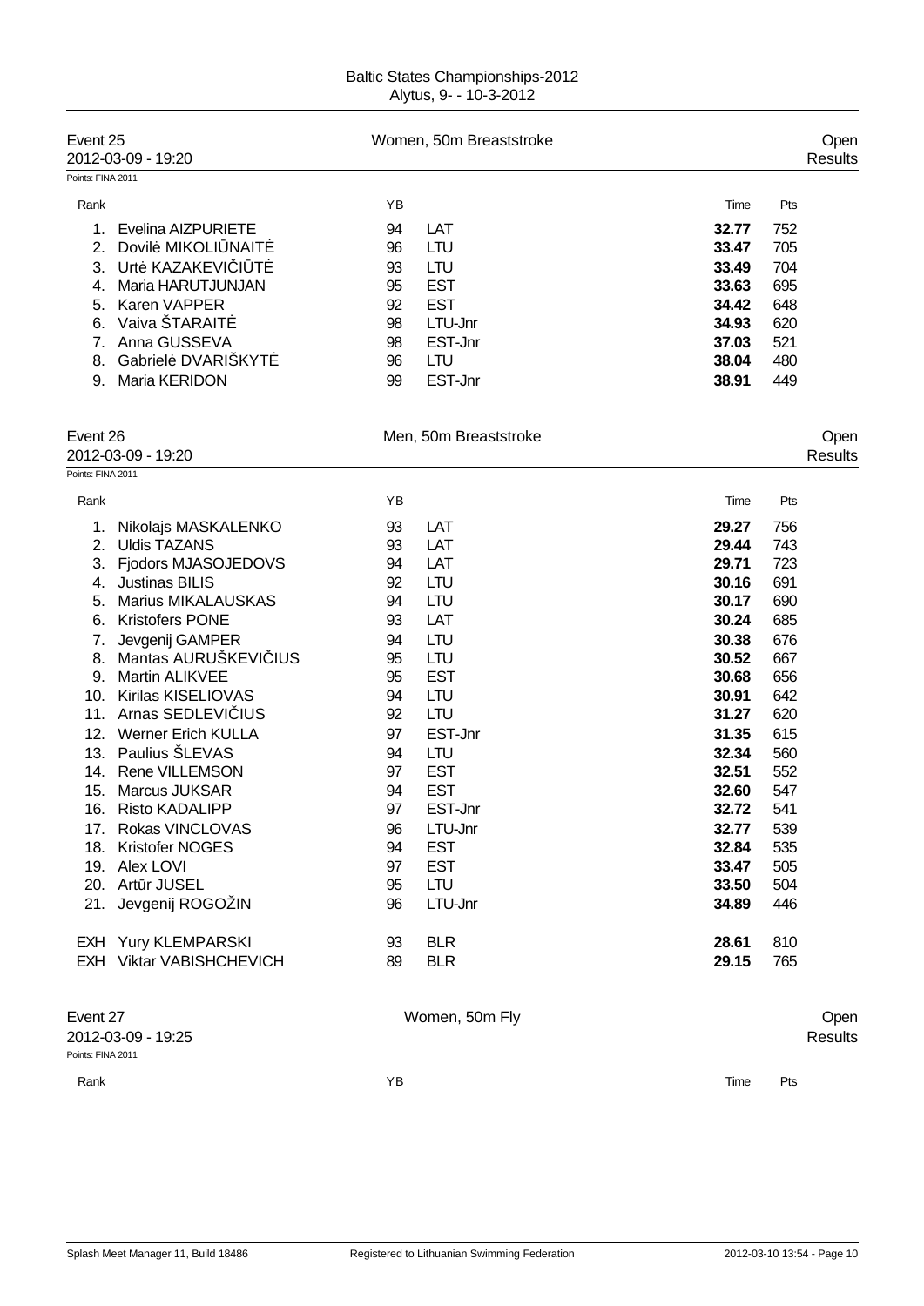## Event 25 — Women, 50m Breaststroke — Open Results

2012-03-09 - 19:20

Points: FINA 2011

| Rank | Name | YB | Team | Time | Pts |
|---|---|---|---|---|---|
| 1. | Evelina AIZPURIETE | 94 | LAT | **32.77** | 752 |
| 2. | Dovilė MIKOLIŪNAITĖ | 96 | LTU | **33.47** | 705 |
| 3. | Urtė KAZAKEVIČIŪTĖ | 93 | LTU | **33.49** | 704 |
| 4. | Maria HARUTJUNJAN | 95 | EST | **33.63** | 695 |
| 5. | Karen VAPPER | 92 | EST | **34.42** | 648 |
| 6. | Vaiva ŠTARAITĖ | 98 | LTU-Jnr | **34.93** | 620 |
| 7. | Anna GUSSEVA | 98 | EST-Jnr | **37.03** | 521 |
| 8. | Gabrielė DVARIŠKYTĖ | 96 | LTU | **38.04** | 480 |
| 9. | Maria KERIDON | 99 | EST-Jnr | **38.91** | 449 |

## Event 26 — Men, 50m Breaststroke — Open Results

2012-03-09 - 19:20

Points: FINA 2011

| Rank | Name | YB | Team | Time | Pts |
|---|---|---|---|---|---|
| 1. | Nikolajs MASKALENKO | 93 | LAT | **29.27** | 756 |
| 2. | Uldis TAZANS | 93 | LAT | **29.44** | 743 |
| 3. | Fjodors MJASOJEDOVS | 94 | LAT | **29.71** | 723 |
| 4. | Justinas BILIS | 92 | LTU | **30.16** | 691 |
| 5. | Marius MIKALAUSKAS | 94 | LTU | **30.17** | 690 |
| 6. | Kristofers PONE | 93 | LAT | **30.24** | 685 |
| 7. | Jevgenij GAMPER | 94 | LTU | **30.38** | 676 |
| 8. | Mantas AURUŠKEVIČIUS | 95 | LTU | **30.52** | 667 |
| 9. | Martin ALIKVEE | 95 | EST | **30.68** | 656 |
| 10. | Kirilas KISELIOVAS | 94 | LTU | **30.91** | 642 |
| 11. | Arnas SEDLEVIČIUS | 92 | LTU | **31.27** | 620 |
| 12. | Werner Erich KULLA | 97 | EST-Jnr | **31.35** | 615 |
| 13. | Paulius ŠLEVAS | 94 | LTU | **32.34** | 560 |
| 14. | Rene VILLEMSON | 97 | EST | **32.51** | 552 |
| 15. | Marcus JUKSAR | 94 | EST | **32.60** | 547 |
| 16. | Risto KADALIPP | 97 | EST-Jnr | **32.72** | 541 |
| 17. | Rokas VINCLOVAS | 96 | LTU-Jnr | **32.77** | 539 |
| 18. | Kristofer NOGES | 94 | EST | **32.84** | 535 |
| 19. | Alex LOVI | 97 | EST | **33.47** | 505 |
| 20. | Artūr JUSEL | 95 | LTU | **33.50** | 504 |
| 21. | Jevgenij ROGOŽIN | 96 | LTU-Jnr | **34.89** | 446 |
| EXH | Yury KLEMPARSKI | 93 | BLR | **28.61** | 810 |
| EXH | Viktar VABISHCHEVICH | 89 | BLR | **29.15** | 765 |

## Event 27 — Women, 50m Fly — Open Results

2012-03-09 - 19:25

Points: FINA 2011

| Rank | Name | YB | Team | Time | Pts |
|---|---|---|---|---|---|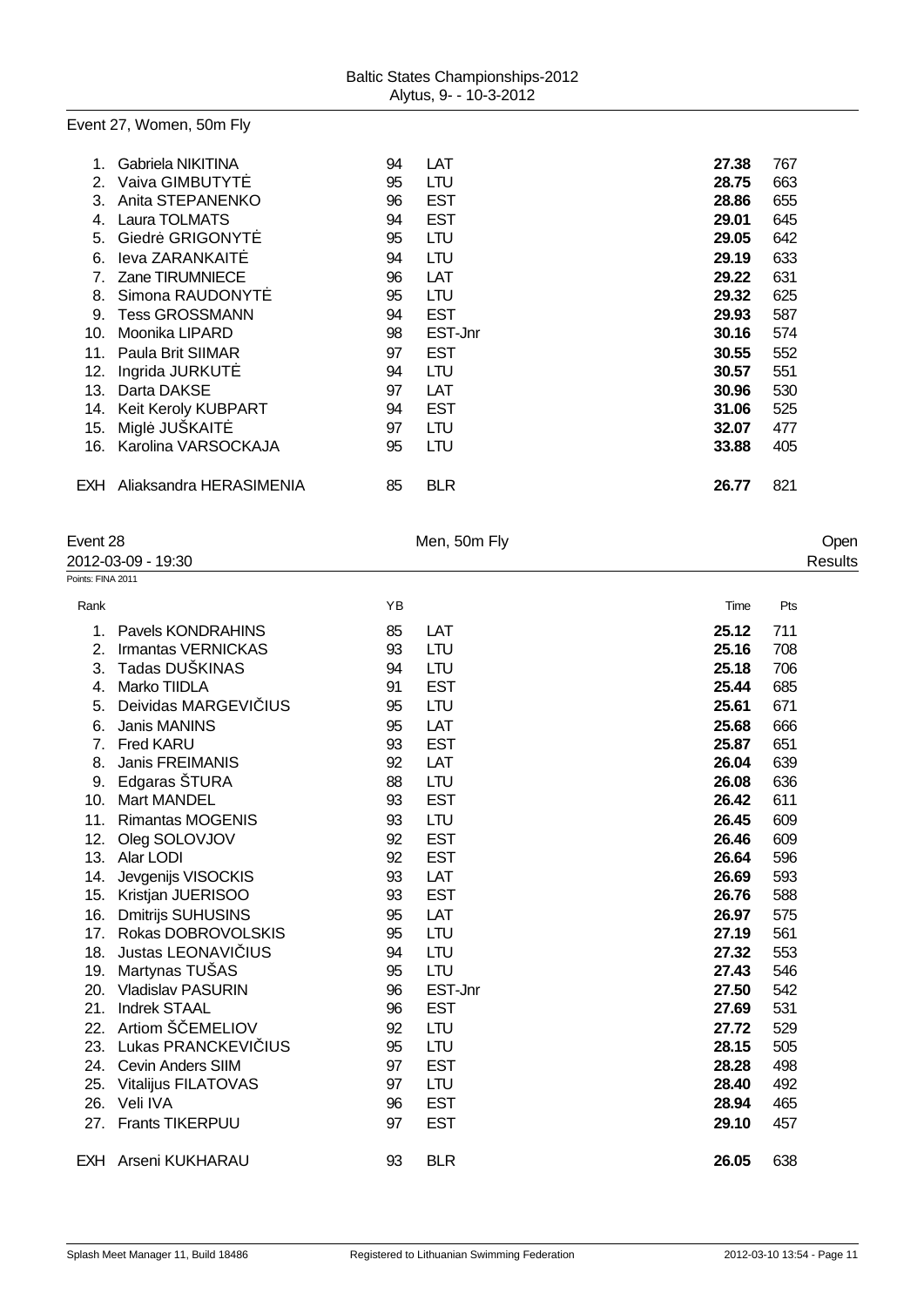## Event 27, Women, 50m Fly

| Rank | Name | YB | Nation | Time | Pts |
|---|---|---|---|---|---|
| 1. | Gabriela NIKITINA | 94 | LAT | **27.38** | 767 |
| 2. | Vaiva GIMBUTYTĖ | 95 | LTU | **28.75** | 663 |
| 3. | Anita STEPANENKO | 96 | EST | **28.86** | 655 |
| 4. | Laura TOLMATS | 94 | EST | **29.01** | 645 |
| 5. | Giedrė GRIGONYTĖ | 95 | LTU | **29.05** | 642 |
| 6. | Ieva ZARANKAITĖ | 94 | LTU | **29.19** | 633 |
| 7. | Zane TIRUMNIECE | 96 | LAT | **29.22** | 631 |
| 8. | Simona RAUDONYTĖ | 95 | LTU | **29.32** | 625 |
| 9. | Tess GROSSMANN | 94 | EST | **29.93** | 587 |
| 10. | Moonika LIPARD | 98 | EST-Jnr | **30.16** | 574 |
| 11. | Paula Brit SIIMAR | 97 | EST | **30.55** | 552 |
| 12. | Ingrida JURKUTĖ | 94 | LTU | **30.57** | 551 |
| 13. | Darta DAKSE | 97 | LAT | **30.96** | 530 |
| 14. | Keit Keroly KUBPART | 94 | EST | **31.06** | 525 |
| 15. | Miglė JUŠKAITĖ | 97 | LTU | **32.07** | 477 |
| 16. | Karolina VARSOCKAJA | 95 | LTU | **33.88** | 405 |
| EXH | Aliaksandra HERASIMENIA | 85 | BLR | **26.77** | 821 |

## Event 28 — Men, 50m Fly — Open

2012-03-09 - 19:30 — Results

Points: FINA 2011

| Rank | Name | YB | Nation | Time | Pts |
|---|---|---|---|---|---|
| 1. | Pavels KONDRAHINS | 85 | LAT | **25.12** | 711 |
| 2. | Irmantas VERNICKAS | 93 | LTU | **25.16** | 708 |
| 3. | Tadas DUŠKINAS | 94 | LTU | **25.18** | 706 |
| 4. | Marko TIIDLA | 91 | EST | **25.44** | 685 |
| 5. | Deividas MARGEVIČIUS | 95 | LTU | **25.61** | 671 |
| 6. | Janis MANINS | 95 | LAT | **25.68** | 666 |
| 7. | Fred KARU | 93 | EST | **25.87** | 651 |
| 8. | Janis FREIMANIS | 92 | LAT | **26.04** | 639 |
| 9. | Edgaras ŠTURA | 88 | LTU | **26.08** | 636 |
| 10. | Mart MANDEL | 93 | EST | **26.42** | 611 |
| 11. | Rimantas MOGENIS | 93 | LTU | **26.45** | 609 |
| 12. | Oleg SOLOVJOV | 92 | EST | **26.46** | 609 |
| 13. | Alar LODI | 92 | EST | **26.64** | 596 |
| 14. | Jevgenijs VISOCKIS | 93 | LAT | **26.69** | 593 |
| 15. | Kristjan JUERISOO | 93 | EST | **26.76** | 588 |
| 16. | Dmitrijs SUHUSINS | 95 | LAT | **26.97** | 575 |
| 17. | Rokas DOBROVOLSKIS | 95 | LTU | **27.19** | 561 |
| 18. | Justas LEONAVIČIUS | 94 | LTU | **27.32** | 553 |
| 19. | Martynas TUŠAS | 95 | LTU | **27.43** | 546 |
| 20. | Vladislav PASURIN | 96 | EST-Jnr | **27.50** | 542 |
| 21. | Indrek STAAL | 96 | EST | **27.69** | 531 |
| 22. | Artiom ŠČEMELIOV | 92 | LTU | **27.72** | 529 |
| 23. | Lukas PRANCKEVIČIUS | 95 | LTU | **28.15** | 505 |
| 24. | Cevin Anders SIIM | 97 | EST | **28.28** | 498 |
| 25. | Vitalijus FILATOVAS | 97 | LTU | **28.40** | 492 |
| 26. | Veli IVA | 96 | EST | **28.94** | 465 |
| 27. | Frants TIKERPUU | 97 | EST | **29.10** | 457 |
| EXH | Arseni KUKHARAU | 93 | BLR | **26.05** | 638 |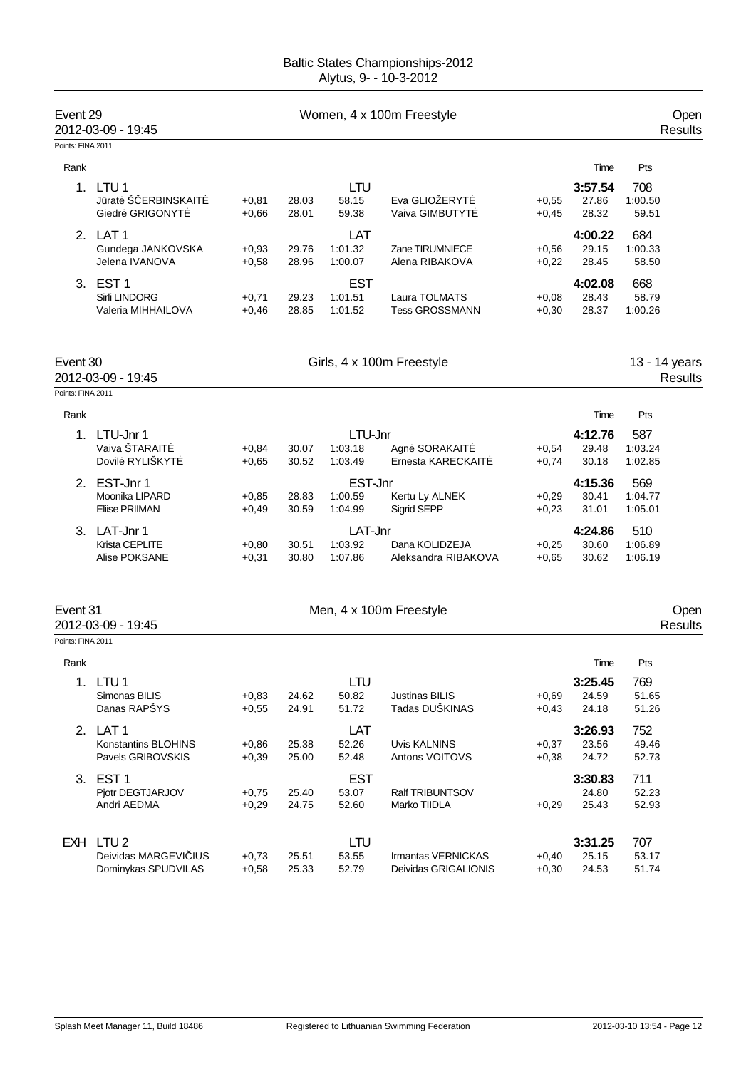Baltic States Championships-2012
Alytus, 9- - 10-3-2012

## Event 29 — Women, 4 x 100m Freestyle — Open

2012-03-09 - 19:45 — Results

Points: FINA 2011

| Rank | Team / Swimmer | RT | 50m | 100m | Swimmer | RT | 50m | Time / 100m | Pts |
|---|---|---|---|---|---|---|---|---|---|
| 1. | LTU 1 | | | LTU | | | | **3:57.54** | 708 |
| | Jūratė ŠČERBINSKAITĖ | +0,81 | 28.03 | 58.15 | Eva GLIOŽERYTĖ | +0,55 | 27.86 | | 1:00.50 |
| | Giedrė GRIGONYTĖ | +0,66 | 28.01 | 59.38 | Vaiva GIMBUTYTĖ | +0,45 | 28.32 | | 59.51 |
| 2. | LAT 1 | | | LAT | | | | **4:00.22** | 684 |
| | Gundega JANKOVSKA | +0,93 | 29.76 | 1:01.32 | Zane TIRUMNIECE | +0,56 | 29.15 | | 1:00.33 |
| | Jelena IVANOVA | +0,58 | 28.96 | 1:00.07 | Alena RIBAKOVA | +0,22 | 28.45 | | 58.50 |
| 3. | EST 1 | | | EST | | | | **4:02.08** | 668 |
| | Sirli LINDORG | +0,71 | 29.23 | 1:01.51 | Laura TOLMATS | +0,08 | 28.43 | | 58.79 |
| | Valeria MIHHAILOVA | +0,46 | 28.85 | 1:01.52 | Tess GROSSMANN | +0,30 | 28.37 | | 1:00.26 |

## Event 30 — Girls, 4 x 100m Freestyle — 13 - 14 years

2012-03-09 - 19:45 — Results

Points: FINA 2011

| Rank | Team / Swimmer | RT | 50m | 100m | Swimmer | RT | 50m | Time / 100m | Pts |
|---|---|---|---|---|---|---|---|---|---|
| 1. | LTU-Jnr 1 | | | LTU-Jnr | | | | **4:12.76** | 587 |
| | Vaiva ŠTARAITĖ | +0,84 | 30.07 | 1:03.18 | Agnė SORAKAITĖ | +0,54 | 29.48 | | 1:03.24 |
| | Dovilė RYLIŠKYTĖ | +0,65 | 30.52 | 1:03.49 | Ernesta KARECKAITĖ | +0,74 | 30.18 | | 1:02.85 |
| 2. | EST-Jnr 1 | | | EST-Jnr | | | | **4:15.36** | 569 |
| | Moonika LIPARD | +0,85 | 28.83 | 1:00.59 | Kertu Ly ALNEK | +0,29 | 30.41 | | 1:04.77 |
| | Eliise PRIIMAN | +0,49 | 30.59 | 1:04.99 | Sigrid SEPP | +0,23 | 31.01 | | 1:05.01 |
| 3. | LAT-Jnr 1 | | | LAT-Jnr | | | | **4:24.86** | 510 |
| | Krista CEPLITE | +0,80 | 30.51 | 1:03.92 | Dana KOLIDZEJA | +0,25 | 30.60 | | 1:06.89 |
| | Alise POKSANE | +0,31 | 30.80 | 1:07.86 | Aleksandra RIBAKOVA | +0,65 | 30.62 | | 1:06.19 |

## Event 31 — Men, 4 x 100m Freestyle — Open

2012-03-09 - 19:45 — Results

Points: FINA 2011

| Rank | Team / Swimmer | RT | 50m | 100m | Swimmer | RT | 50m | Time / 100m | Pts |
|---|---|---|---|---|---|---|---|---|---|
| 1. | LTU 1 | | | LTU | | | | **3:25.45** | 769 |
| | Simonas BILIS | +0,83 | 24.62 | 50.82 | Justinas BILIS | +0,69 | 24.59 | | 51.65 |
| | Danas RAPŠYS | +0,55 | 24.91 | 51.72 | Tadas DUŠKINAS | +0,43 | 24.18 | | 51.26 |
| 2. | LAT 1 | | | LAT | | | | **3:26.93** | 752 |
| | Konstantins BLOHINS | +0,86 | 25.38 | 52.26 | Uvis KALNINS | +0,37 | 23.56 | | 49.46 |
| | Pavels GRIBOVSKIS | +0,39 | 25.00 | 52.48 | Antons VOITOVS | +0,38 | 24.72 | | 52.73 |
| 3. | EST 1 | | | EST | | | | **3:30.83** | 711 |
| | Pjotr DEGTJARJOV | +0,75 | 25.40 | 53.07 | Ralf TRIBUNTSOV | | 24.80 | | 52.23 |
| | Andri AEDMA | +0,29 | 24.75 | 52.60 | Marko TIIDLA | +0,29 | 25.43 | | 52.93 |
| EXH | LTU 2 | | | LTU | | | | **3:31.25** | 707 |
| | Deividas MARGEVIČIUS | +0,73 | 25.51 | 53.55 | Irmantas VERNICKAS | +0,40 | 25.15 | | 53.17 |
| | Dominykas SPUDVILAS | +0,58 | 25.33 | 52.79 | Deividas GRIGALIONIS | +0,30 | 24.53 | | 51.74 |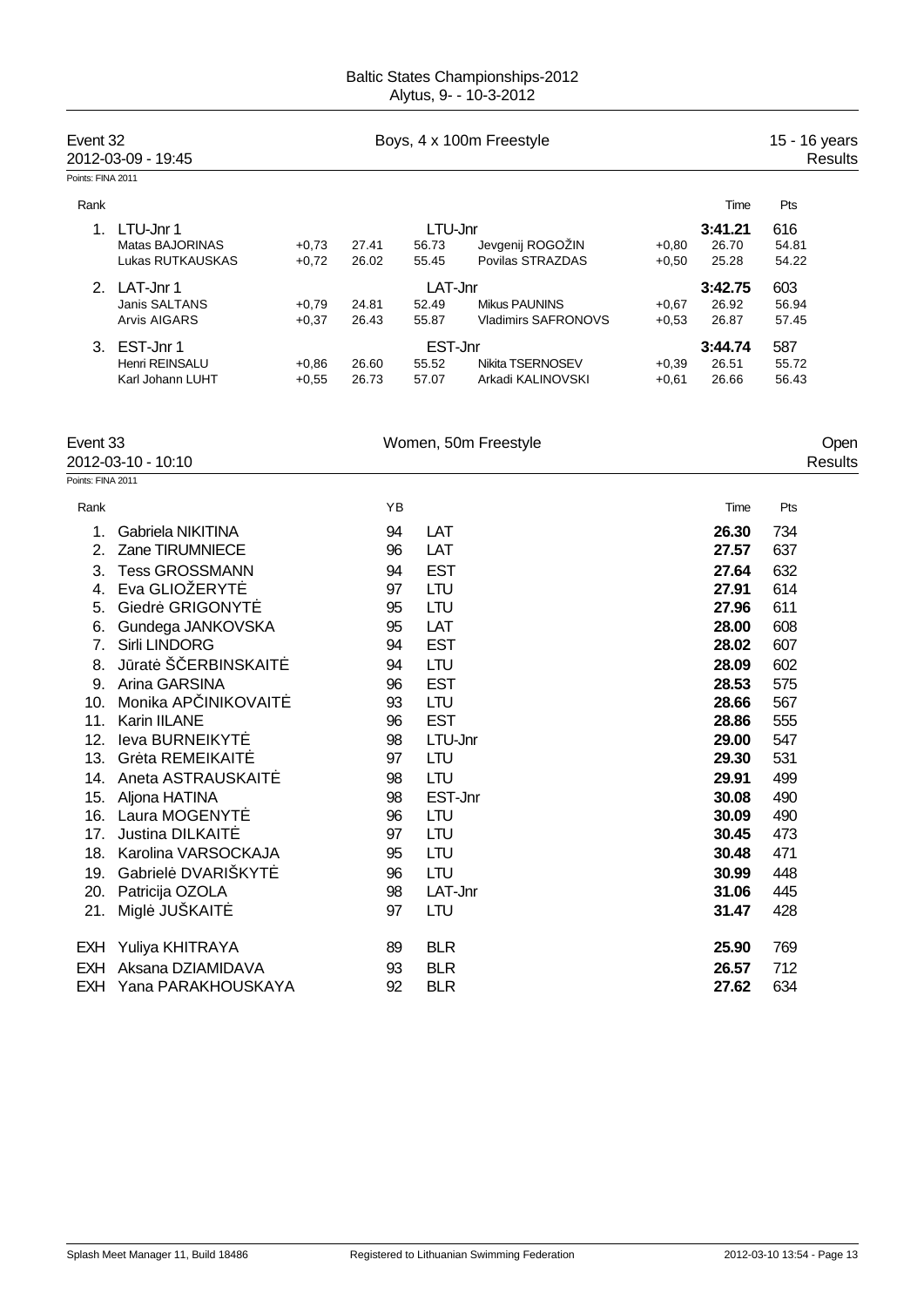Baltic States Championships-2012
Alytus, 9- - 10-3-2012

## Event 32 — Boys, 4 x 100m Freestyle — 15 - 16 years

2012-03-09 - 19:45 — Results

Points: FINA 2011

| Rank | | | | | | | | Time | Pts |
|---|---|---|---|---|---|---|---|---|---|
| 1. | LTU-Jnr 1 | | | LTU-Jnr | | | | 3:41.21 | 616 |
| | Matas BAJORINAS | +0,73 | 27.41 | 56.73 | Jevgenij ROGOŽIN | +0,80 | | 26.70 | 54.81 |
| | Lukas RUTKAUSKAS | +0,72 | 26.02 | 55.45 | Povilas STRAZDAS | +0,50 | | 25.28 | 54.22 |
| 2. | LAT-Jnr 1 | | | LAT-Jnr | | | | 3:42.75 | 603 |
| | Janis SALTANS | +0,79 | 24.81 | 52.49 | Mikus PAUNINS | +0,67 | | 26.92 | 56.94 |
| | Arvis AIGARS | +0,37 | 26.43 | 55.87 | Vladimirs SAFRONOVS | +0,53 | | 26.87 | 57.45 |
| 3. | EST-Jnr 1 | | | EST-Jnr | | | | 3:44.74 | 587 |
| | Henri REINSALU | +0,86 | 26.60 | 55.52 | Nikita TSERNOSEV | +0,39 | | 26.51 | 55.72 |
| | Karl Johann LUHT | +0,55 | 26.73 | 57.07 | Arkadi KALINOVSKI | +0,61 | | 26.66 | 56.43 |

## Event 33 — Women, 50m Freestyle — Open

2012-03-10 - 10:10 — Results

Points: FINA 2011

| Rank | | YB | | Time | Pts |
|---|---|---|---|---|---|
| 1. | Gabriela NIKITINA | 94 | LAT | 26.30 | 734 |
| 2. | Zane TIRUMNIECE | 96 | LAT | 27.57 | 637 |
| 3. | Tess GROSSMANN | 94 | EST | 27.64 | 632 |
| 4. | Eva GLIOŽERYTĖ | 97 | LTU | 27.91 | 614 |
| 5. | Giedrė GRIGONYTĖ | 95 | LTU | 27.96 | 611 |
| 6. | Gundega JANKOVSKA | 95 | LAT | 28.00 | 608 |
| 7. | Sirli LINDORG | 94 | EST | 28.02 | 607 |
| 8. | Jūratė ŠČERBINSKAITĖ | 94 | LTU | 28.09 | 602 |
| 9. | Arina GARSINA | 96 | EST | 28.53 | 575 |
| 10. | Monika APČINIKOVAITĖ | 93 | LTU | 28.66 | 567 |
| 11. | Karin IILANE | 96 | EST | 28.86 | 555 |
| 12. | Ieva BURNEIKYTĖ | 98 | LTU-Jnr | 29.00 | 547 |
| 13. | Grėta REMEIKAITĖ | 97 | LTU | 29.30 | 531 |
| 14. | Aneta ASTRAUSKAITĖ | 98 | LTU | 29.91 | 499 |
| 15. | Aljona HATINA | 98 | EST-Jnr | 30.08 | 490 |
| 16. | Laura MOGENYTĖ | 96 | LTU | 30.09 | 490 |
| 17. | Justina DILKAITĖ | 97 | LTU | 30.45 | 473 |
| 18. | Karolina VARSOCKAJA | 95 | LTU | 30.48 | 471 |
| 19. | Gabrielė DVARIŠKYTĖ | 96 | LTU | 30.99 | 448 |
| 20. | Patricija OZOLA | 98 | LAT-Jnr | 31.06 | 445 |
| 21. | Miglė JUŠKAITĖ | 97 | LTU | 31.47 | 428 |
| EXH | Yuliya KHITRAYA | 89 | BLR | 25.90 | 769 |
| EXH | Aksana DZIAMIDAVA | 93 | BLR | 26.57 | 712 |
| EXH | Yana PARAKHOUSKAYA | 92 | BLR | 27.62 | 634 |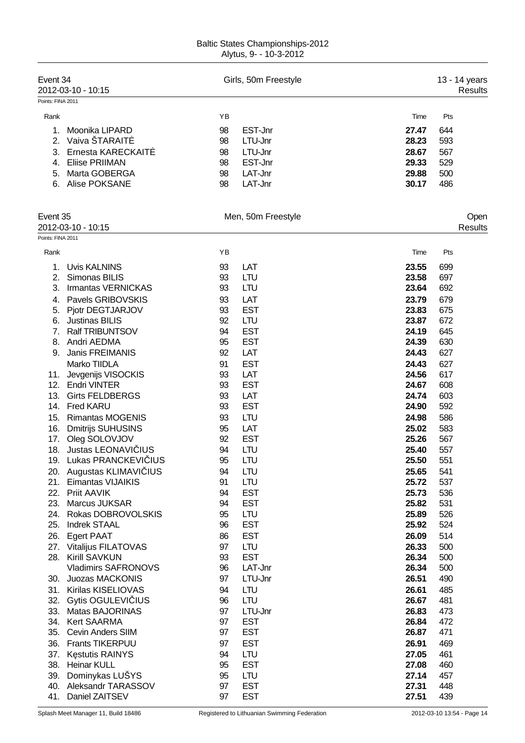Baltic States Championships-2012
Alytus, 9- - 10-3-2012

## Event 34 — Girls, 50m Freestyle — 13 - 14 years

2012-03-10 - 10:15 — Results

Points: FINA 2011

| Rank | Name | YB | Team | Time | Pts |
|---|---|---|---|---|---|
| 1. | Moonika LIPARD | 98 | EST-Jnr | **27.47** | 644 |
| 2. | Vaiva ŠTARAITĖ | 98 | LTU-Jnr | **28.23** | 593 |
| 3. | Ernesta KARECKAITĖ | 98 | LTU-Jnr | **28.67** | 567 |
| 4. | Eliise PRIIMAN | 98 | EST-Jnr | **29.33** | 529 |
| 5. | Marta GOBERGA | 98 | LAT-Jnr | **29.88** | 500 |
| 6. | Alise POKSANE | 98 | LAT-Jnr | **30.17** | 486 |

## Event 35 — Men, 50m Freestyle — Open

2012-03-10 - 10:15 — Results

Points: FINA 2011

| Rank | Name | YB | Team | Time | Pts |
|---|---|---|---|---|---|
| 1. | Uvis KALNINS | 93 | LAT | **23.55** | 699 |
| 2. | Simonas BILIS | 93 | LTU | **23.58** | 697 |
| 3. | Irmantas VERNICKAS | 93 | LTU | **23.64** | 692 |
| 4. | Pavels GRIBOVSKIS | 93 | LAT | **23.79** | 679 |
| 5. | Pjotr DEGTJARJOV | 93 | EST | **23.83** | 675 |
| 6. | Justinas BILIS | 92 | LTU | **23.87** | 672 |
| 7. | Ralf TRIBUNTSOV | 94 | EST | **24.19** | 645 |
| 8. | Andri AEDMA | 95 | EST | **24.39** | 630 |
| 9. | Janis FREIMANIS | 92 | LAT | **24.43** | 627 |
| | Marko TIIDLA | 91 | EST | **24.43** | 627 |
| 11. | Jevgenijs VISOCKIS | 93 | LAT | **24.56** | 617 |
| 12. | Endri VINTER | 93 | EST | **24.67** | 608 |
| 13. | Girts FELDBERGS | 93 | LAT | **24.74** | 603 |
| 14. | Fred KARU | 93 | EST | **24.90** | 592 |
| 15. | Rimantas MOGENIS | 93 | LTU | **24.98** | 586 |
| 16. | Dmitrijs SUHUSINS | 95 | LAT | **25.02** | 583 |
| 17. | Oleg SOLOVJOV | 92 | EST | **25.26** | 567 |
| 18. | Justas LEONAVIČIUS | 94 | LTU | **25.40** | 557 |
| 19. | Lukas PRANCKEVIČIUS | 95 | LTU | **25.50** | 551 |
| 20. | Augustas KLIMAVIČIUS | 94 | LTU | **25.65** | 541 |
| 21. | Eimantas VIJAIKIS | 91 | LTU | **25.72** | 537 |
| 22. | Priit AAVIK | 94 | EST | **25.73** | 536 |
| 23. | Marcus JUKSAR | 94 | EST | **25.82** | 531 |
| 24. | Rokas DOBROVOLSKIS | 95 | LTU | **25.89** | 526 |
| 25. | Indrek STAAL | 96 | EST | **25.92** | 524 |
| 26. | Egert PAAT | 86 | EST | **26.09** | 514 |
| 27. | Vitalijus FILATOVAS | 97 | LTU | **26.33** | 500 |
| 28. | Kirill SAVKUN | 93 | EST | **26.34** | 500 |
| | Vladimirs SAFRONOVS | 96 | LAT-Jnr | **26.34** | 500 |
| 30. | Juozas MACKONIS | 97 | LTU-Jnr | **26.51** | 490 |
| 31. | Kirilas KISELIOVAS | 94 | LTU | **26.61** | 485 |
| 32. | Gytis OGULEVIČIUS | 96 | LTU | **26.67** | 481 |
| 33. | Matas BAJORINAS | 97 | LTU-Jnr | **26.83** | 473 |
| 34. | Kert SAARMA | 97 | EST | **26.84** | 472 |
| 35. | Cevin Anders SIIM | 97 | EST | **26.87** | 471 |
| 36. | Frants TIKERPUU | 97 | EST | **26.91** | 469 |
| 37. | Kęstutis RAINYS | 94 | LTU | **27.05** | 461 |
| 38. | Heinar KULL | 95 | EST | **27.08** | 460 |
| 39. | Dominykas LUŠYS | 95 | LTU | **27.14** | 457 |
| 40. | Aleksandr TARASSOV | 97 | EST | **27.31** | 448 |
| 41. | Daniel ZAITSEV | 97 | EST | **27.51** | 439 |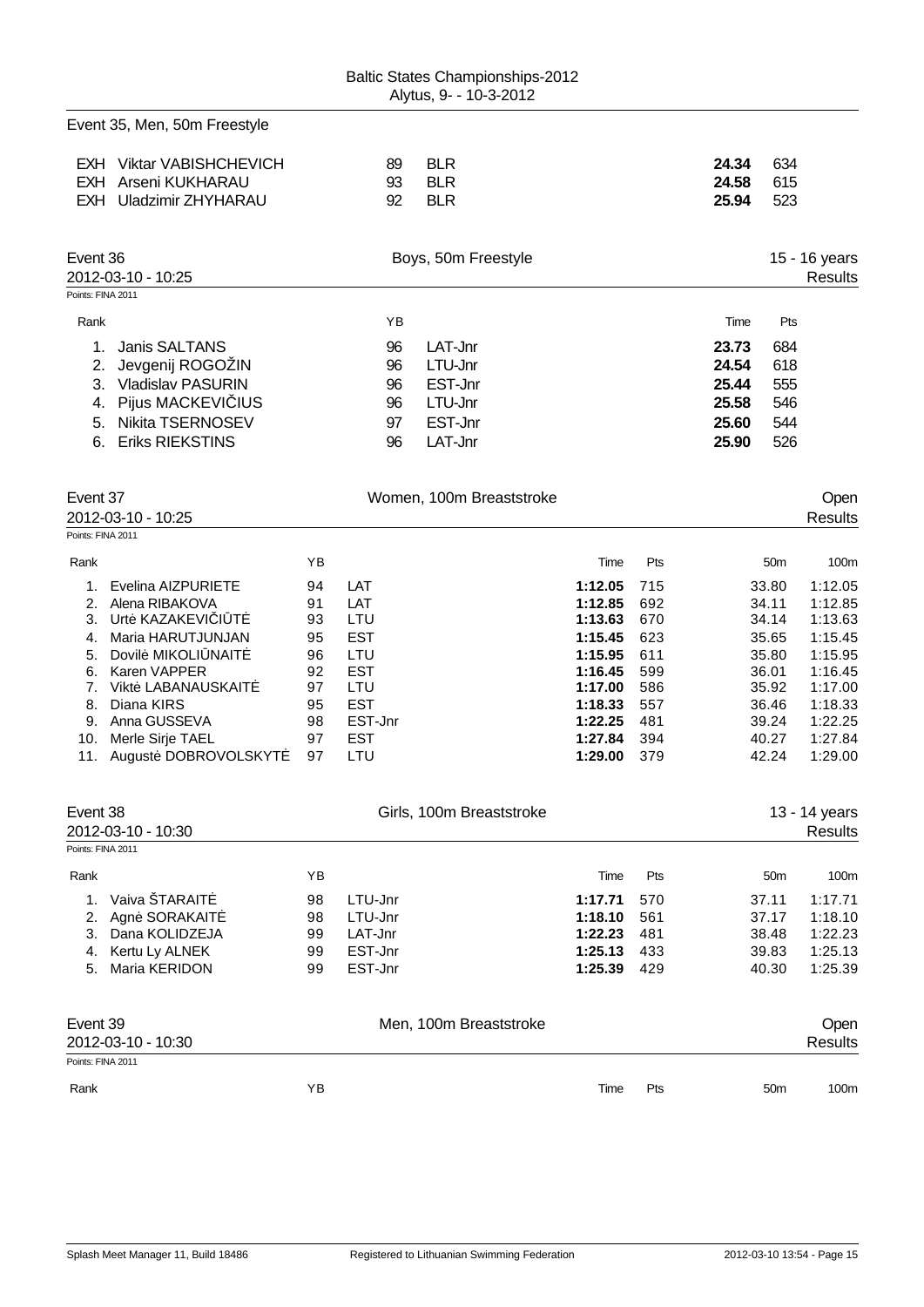Event 35, Men, 50m Freestyle

| | | YB | | Time | Pts |
|---|---|---|---|---|---|
| EXH | Viktar VABISHCHEVICH | 89 | BLR | **24.34** | 634 |
| EXH | Arseni KUKHARAU | 93 | BLR | **24.58** | 615 |
| EXH | Uladzimir ZHYHARAU | 92 | BLR | **25.94** | 523 |

## Event 36 — Boys, 50m Freestyle — 15 - 16 years

2012-03-10 - 10:25 — Results

Points: FINA 2011

| Rank | | YB | | Time | Pts |
|---|---|---|---|---|---|
| 1. | Janis SALTANS | 96 | LAT-Jnr | **23.73** | 684 |
| 2. | Jevgenij ROGOŽIN | 96 | LTU-Jnr | **24.54** | 618 |
| 3. | Vladislav PASURIN | 96 | EST-Jnr | **25.44** | 555 |
| 4. | Pijus MACKEVIČIUS | 96 | LTU-Jnr | **25.58** | 546 |
| 5. | Nikita TSERNOSEV | 97 | EST-Jnr | **25.60** | 544 |
| 6. | Eriks RIEKSTINS | 96 | LAT-Jnr | **25.90** | 526 |

## Event 37 — Women, 100m Breaststroke — Open

2012-03-10 - 10:25 — Results

Points: FINA 2011

| Rank | | YB | | Time | Pts | 50m | 100m |
|---|---|---|---|---|---|---|---|
| 1. | Evelina AIZPURIETE | 94 | LAT | **1:12.05** | 715 | 33.80 | 1:12.05 |
| 2. | Alena RIBAKOVA | 91 | LAT | **1:12.85** | 692 | 34.11 | 1:12.85 |
| 3. | Urtė KAZAKEVIČIŪTĖ | 93 | LTU | **1:13.63** | 670 | 34.14 | 1:13.63 |
| 4. | Maria HARUTJUNJAN | 95 | EST | **1:15.45** | 623 | 35.65 | 1:15.45 |
| 5. | Dovilė MIKOLIŪNAITĖ | 96 | LTU | **1:15.95** | 611 | 35.80 | 1:15.95 |
| 6. | Karen VAPPER | 92 | EST | **1:16.45** | 599 | 36.01 | 1:16.45 |
| 7. | Viktė LABANAUSKAITĖ | 97 | LTU | **1:17.00** | 586 | 35.92 | 1:17.00 |
| 8. | Diana KIRS | 95 | EST | **1:18.33** | 557 | 36.46 | 1:18.33 |
| 9. | Anna GUSSEVA | 98 | EST-Jnr | **1:22.25** | 481 | 39.24 | 1:22.25 |
| 10. | Merle Sirje TAEL | 97 | EST | **1:27.84** | 394 | 40.27 | 1:27.84 |
| 11. | Augustė DOBROVOLSKYTĖ | 97 | LTU | **1:29.00** | 379 | 42.24 | 1:29.00 |

## Event 38 — Girls, 100m Breaststroke — 13 - 14 years

2012-03-10 - 10:30 — Results

Points: FINA 2011

| Rank | | YB | | Time | Pts | 50m | 100m |
|---|---|---|---|---|---|---|---|
| 1. | Vaiva ŠTARAITĖ | 98 | LTU-Jnr | **1:17.71** | 570 | 37.11 | 1:17.71 |
| 2. | Agnė SORAKAITĖ | 98 | LTU-Jnr | **1:18.10** | 561 | 37.17 | 1:18.10 |
| 3. | Dana KOLIDZEJA | 99 | LAT-Jnr | **1:22.23** | 481 | 38.48 | 1:22.23 |
| 4. | Kertu Ly ALNEK | 99 | EST-Jnr | **1:25.13** | 433 | 39.83 | 1:25.13 |
| 5. | Maria KERIDON | 99 | EST-Jnr | **1:25.39** | 429 | 40.30 | 1:25.39 |

## Event 39 — Men, 100m Breaststroke — Open

2012-03-10 - 10:30 — Results

Points: FINA 2011

| Rank | | YB | | Time | Pts | 50m | 100m |
|---|---|---|---|---|---|---|---|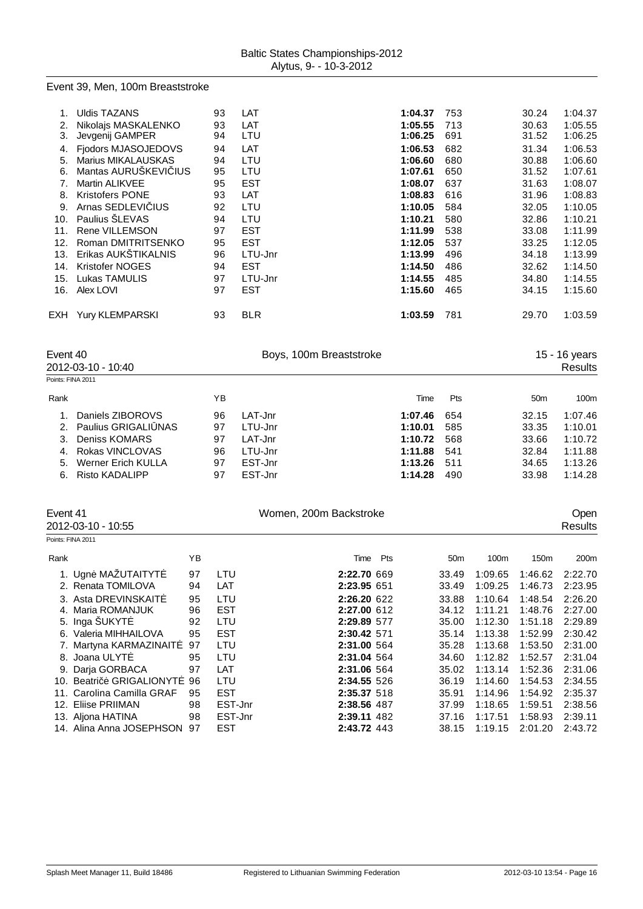Baltic States Championships-2012
Alytus, 9- - 10-3-2012

## Event 39, Men, 100m Breaststroke

| Rank | Name | YB | Team | Time | Pts | 50m | 100m |
|---|---|---|---|---|---|---|---|
| 1. | Uldis TAZANS | 93 | LAT | **1:04.37** | 753 | 30.24 | 1:04.37 |
| 2. | Nikolajs MASKALENKO | 93 | LAT | **1:05.55** | 713 | 30.63 | 1:05.55 |
| 3. | Jevgenij GAMPER | 94 | LTU | **1:06.25** | 691 | 31.52 | 1:06.25 |
| 4. | Fjodors MJASOJEDOVS | 94 | LAT | **1:06.53** | 682 | 31.34 | 1:06.53 |
| 5. | Marius MIKALAUSKAS | 94 | LTU | **1:06.60** | 680 | 30.88 | 1:06.60 |
| 6. | Mantas AURUŠKEVIČIUS | 95 | LTU | **1:07.61** | 650 | 31.52 | 1:07.61 |
| 7. | Martin ALIKVEE | 95 | EST | **1:08.07** | 637 | 31.63 | 1:08.07 |
| 8. | Kristofers PONE | 93 | LAT | **1:08.83** | 616 | 31.96 | 1:08.83 |
| 9. | Arnas SEDLEVIČIUS | 92 | LTU | **1:10.05** | 584 | 32.05 | 1:10.05 |
| 10. | Paulius ŠLEVAS | 94 | LTU | **1:10.21** | 580 | 32.86 | 1:10.21 |
| 11. | Rene VILLEMSON | 97 | EST | **1:11.99** | 538 | 33.08 | 1:11.99 |
| 12. | Roman DMITRITSENKO | 95 | EST | **1:12.05** | 537 | 33.25 | 1:12.05 |
| 13. | Erikas AUKŠTIKALNIS | 96 | LTU-Jnr | **1:13.99** | 496 | 34.18 | 1:13.99 |
| 14. | Kristofer NOGES | 94 | EST | **1:14.50** | 486 | 32.62 | 1:14.50 |
| 15. | Lukas TAMULIS | 97 | LTU-Jnr | **1:14.55** | 485 | 34.80 | 1:14.55 |
| 16. | Alex LOVI | 97 | EST | **1:15.60** | 465 | 34.15 | 1:15.60 |
| EXH | Yury KLEMPARSKI | 93 | BLR | **1:03.59** | 781 | 29.70 | 1:03.59 |

## Event 40 — Boys, 100m Breaststroke — 15 - 16 years

2012-03-10 - 10:40 — Results

Points: FINA 2011

| Rank | Name | YB | Team | Time | Pts | 50m | 100m |
|---|---|---|---|---|---|---|---|
| 1. | Daniels ZIBOROVS | 96 | LAT-Jnr | **1:07.46** | 654 | 32.15 | 1:07.46 |
| 2. | Paulius GRIGALIŪNAS | 97 | LTU-Jnr | **1:10.01** | 585 | 33.35 | 1:10.01 |
| 3. | Deniss KOMARS | 97 | LAT-Jnr | **1:10.72** | 568 | 33.66 | 1:10.72 |
| 4. | Rokas VINCLOVAS | 96 | LTU-Jnr | **1:11.88** | 541 | 32.84 | 1:11.88 |
| 5. | Werner Erich KULLA | 97 | EST-Jnr | **1:13.26** | 511 | 34.65 | 1:13.26 |
| 6. | Risto KADALIPP | 97 | EST-Jnr | **1:14.28** | 490 | 33.98 | 1:14.28 |

## Event 41 — Women, 200m Backstroke — Open

2012-03-10 - 10:55 — Results

Points: FINA 2011

| Rank | Name | YB | Team | Time | Pts | 50m | 100m | 150m | 200m |
|---|---|---|---|---|---|---|---|---|---|
| 1. | Ugnė MAŽUTAITYTĖ | 97 | LTU | **2:22.70** | 669 | 33.49 | 1:09.65 | 1:46.62 | 2:22.70 |
| 2. | Renata TOMILOVA | 94 | LAT | **2:23.95** | 651 | 33.49 | 1:09.25 | 1:46.73 | 2:23.95 |
| 3. | Asta DREVINSKAITĖ | 95 | LTU | **2:26.20** | 622 | 33.88 | 1:10.64 | 1:48.54 | 2:26.20 |
| 4. | Maria ROMANJUK | 96 | EST | **2:27.00** | 612 | 34.12 | 1:11.21 | 1:48.76 | 2:27.00 |
| 5. | Inga ŠUKYTĖ | 92 | LTU | **2:29.89** | 577 | 35.00 | 1:12.30 | 1:51.18 | 2:29.89 |
| 6. | Valeria MIHHAILOVA | 95 | EST | **2:30.42** | 571 | 35.14 | 1:13.38 | 1:52.99 | 2:30.42 |
| 7. | Martyna KARMAZINAITĖ | 97 | LTU | **2:31.00** | 564 | 35.28 | 1:13.68 | 1:53.50 | 2:31.00 |
| 8. | Joana ULYTĖ | 95 | LTU | **2:31.04** | 564 | 34.60 | 1:12.82 | 1:52.57 | 2:31.04 |
| 9. | Darja GORBACA | 97 | LAT | **2:31.06** | 564 | 35.02 | 1:13.14 | 1:52.36 | 2:31.06 |
| 10. | Beatričė GRIGALIONYTĖ | 96 | LTU | **2:34.55** | 526 | 36.19 | 1:14.60 | 1:54.53 | 2:34.55 |
| 11. | Carolina Camilla GRAF | 95 | EST | **2:35.37** | 518 | 35.91 | 1:14.96 | 1:54.92 | 2:35.37 |
| 12. | Eliise PRIIMAN | 98 | EST-Jnr | **2:38.56** | 487 | 37.99 | 1:18.65 | 1:59.51 | 2:38.56 |
| 13. | Aljona HATINA | 98 | EST-Jnr | **2:39.11** | 482 | 37.16 | 1:17.51 | 1:58.93 | 2:39.11 |
| 14. | Alina Anna JOSEPHSON | 97 | EST | **2:43.72** | 443 | 38.15 | 1:19.15 | 2:01.20 | 2:43.72 |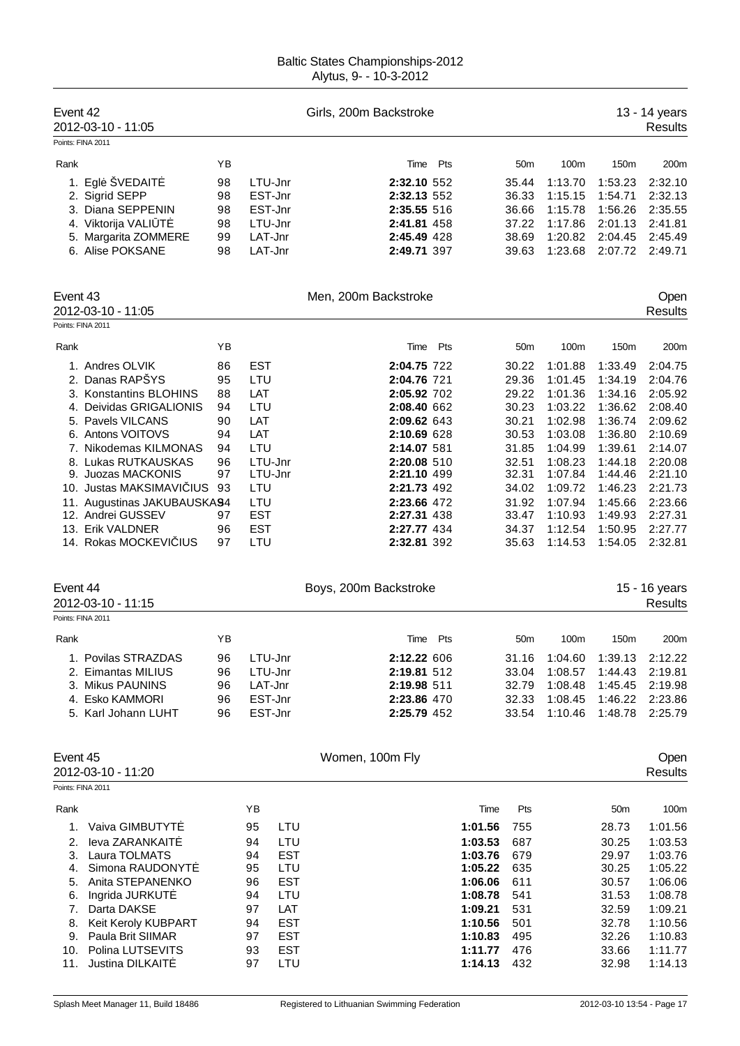# Baltic States Championships-2012

Alytus, 9- - 10-3-2012

## Event 42 — Girls, 200m Backstroke — 13 - 14 years

2012-03-10 - 11:05 — Results

Points: FINA 2011

| Rank | | YB | | Time | Pts | 50m | 100m | 150m | 200m |
|---|---|---|---|---|---|---|---|---|---|
| 1. | Eglė ŠVEDAITĖ | 98 | LTU-Jnr | **2:32.10** | 552 | 35.44 | 1:13.70 | 1:53.23 | 2:32.10 |
| 2. | Sigrid SEPP | 98 | EST-Jnr | **2:32.13** | 552 | 36.33 | 1:15.15 | 1:54.71 | 2:32.13 |
| 3. | Diana SEPPENIN | 98 | EST-Jnr | **2:35.55** | 516 | 36.66 | 1:15.78 | 1:56.26 | 2:35.55 |
| 4. | Viktorija VALIŪTĖ | 98 | LTU-Jnr | **2:41.81** | 458 | 37.22 | 1:17.86 | 2:01.13 | 2:41.81 |
| 5. | Margarita ZOMMERE | 99 | LAT-Jnr | **2:45.49** | 428 | 38.69 | 1:20.82 | 2:04.45 | 2:45.49 |
| 6. | Alise POKSANE | 98 | LAT-Jnr | **2:49.71** | 397 | 39.63 | 1:23.68 | 2:07.72 | 2:49.71 |

## Event 43 — Men, 200m Backstroke — Open

2012-03-10 - 11:05 — Results

Points: FINA 2011

| Rank | | YB | | Time | Pts | 50m | 100m | 150m | 200m |
|---|---|---|---|---|---|---|---|---|---|
| 1. | Andres OLVIK | 86 | EST | **2:04.75** | 722 | 30.22 | 1:01.88 | 1:33.49 | 2:04.75 |
| 2. | Danas RAPŠYS | 95 | LTU | **2:04.76** | 721 | 29.36 | 1:01.45 | 1:34.19 | 2:04.76 |
| 3. | Konstantins BLOHINS | 88 | LAT | **2:05.92** | 702 | 29.22 | 1:01.36 | 1:34.16 | 2:05.92 |
| 4. | Deividas GRIGALIONIS | 94 | LTU | **2:08.40** | 662 | 30.23 | 1:03.22 | 1:36.62 | 2:08.40 |
| 5. | Pavels VILCANS | 90 | LAT | **2:09.62** | 643 | 30.21 | 1:02.98 | 1:36.74 | 2:09.62 |
| 6. | Antons VOITOVS | 94 | LAT | **2:10.69** | 628 | 30.53 | 1:03.08 | 1:36.80 | 2:10.69 |
| 7. | Nikodemas KILMONAS | 94 | LTU | **2:14.07** | 581 | 31.85 | 1:04.99 | 1:39.61 | 2:14.07 |
| 8. | Lukas RUTKAUSKAS | 96 | LTU-Jnr | **2:20.08** | 510 | 32.51 | 1:08.23 | 1:44.18 | 2:20.08 |
| 9. | Juozas MACKONIS | 97 | LTU-Jnr | **2:21.10** | 499 | 32.31 | 1:07.84 | 1:44.46 | 2:21.10 |
| 10. | Justas MAKSIMAVIČIUS | 93 | LTU | **2:21.73** | 492 | 34.02 | 1:09.72 | 1:46.23 | 2:21.73 |
| 11. | Augustinas JAKUBAUSKAS | 94 | LTU | **2:23.66** | 472 | 31.92 | 1:07.94 | 1:45.66 | 2:23.66 |
| 12. | Andrei GUSSEV | 97 | EST | **2:27.31** | 438 | 33.47 | 1:10.93 | 1:49.93 | 2:27.31 |
| 13. | Erik VALDNER | 96 | EST | **2:27.77** | 434 | 34.37 | 1:12.54 | 1:50.95 | 2:27.77 |
| 14. | Rokas MOCKEVIČIUS | 97 | LTU | **2:32.81** | 392 | 35.63 | 1:14.53 | 1:54.05 | 2:32.81 |

## Event 44 — Boys, 200m Backstroke — 15 - 16 years

2012-03-10 - 11:15 — Results

Points: FINA 2011

| Rank | | YB | | Time | Pts | 50m | 100m | 150m | 200m |
|---|---|---|---|---|---|---|---|---|---|
| 1. | Povilas STRAZDAS | 96 | LTU-Jnr | **2:12.22** | 606 | 31.16 | 1:04.60 | 1:39.13 | 2:12.22 |
| 2. | Eimantas MILIUS | 96 | LTU-Jnr | **2:19.81** | 512 | 33.04 | 1:08.57 | 1:44.43 | 2:19.81 |
| 3. | Mikus PAUNINS | 96 | LAT-Jnr | **2:19.98** | 511 | 32.79 | 1:08.48 | 1:45.45 | 2:19.98 |
| 4. | Esko KAMMORI | 96 | EST-Jnr | **2:23.86** | 470 | 32.33 | 1:08.45 | 1:46.22 | 2:23.86 |
| 5. | Karl Johann LUHT | 96 | EST-Jnr | **2:25.79** | 452 | 33.54 | 1:10.46 | 1:48.78 | 2:25.79 |

## Event 45 — Women, 100m Fly — Open

2012-03-10 - 11:20 — Results

Points: FINA 2011

| Rank | | YB | | Time | Pts | 50m | 100m |
|---|---|---|---|---|---|---|---|
| 1. | Vaiva GIMBUTYTĖ | 95 | LTU | **1:01.56** | 755 | 28.73 | 1:01.56 |
| 2. | Ieva ZARANKAITĖ | 94 | LTU | **1:03.53** | 687 | 30.25 | 1:03.53 |
| 3. | Laura TOLMATS | 94 | EST | **1:03.76** | 679 | 29.97 | 1:03.76 |
| 4. | Simona RAUDONYTĖ | 95 | LTU | **1:05.22** | 635 | 30.25 | 1:05.22 |
| 5. | Anita STEPANENKO | 96 | EST | **1:06.06** | 611 | 30.57 | 1:06.06 |
| 6. | Ingrida JURKUTĖ | 94 | LTU | **1:08.78** | 541 | 31.53 | 1:08.78 |
| 7. | Darta DAKSE | 97 | LAT | **1:09.21** | 531 | 32.59 | 1:09.21 |
| 8. | Keit Keroly KUBPART | 94 | EST | **1:10.56** | 501 | 32.78 | 1:10.56 |
| 9. | Paula Brit SIIMAR | 97 | EST | **1:10.83** | 495 | 32.26 | 1:10.83 |
| 10. | Polina LUTSEVITS | 93 | EST | **1:11.77** | 476 | 33.66 | 1:11.77 |
| 11. | Justina DILKAITĖ | 97 | LTU | **1:14.13** | 432 | 32.98 | 1:14.13 |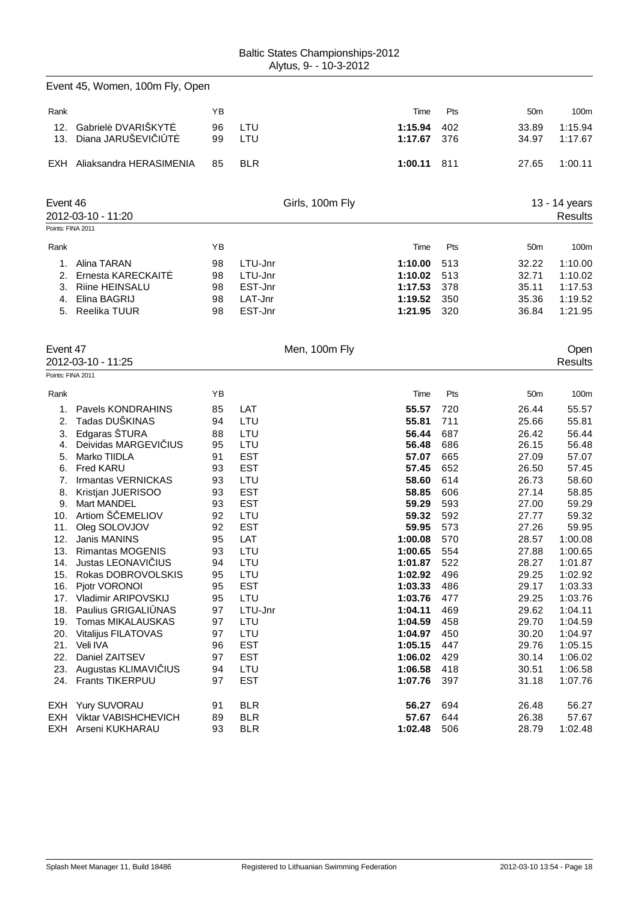## Event 45, Women, 100m Fly, Open

| Rank | | YB | | Time | Pts | 50m | 100m |
|---|---|---|---|---|---|---|---|
| 12. | Gabrielė DVARIŠKYTĖ | 96 | LTU | **1:15.94** | 402 | 33.89 | 1:15.94 |
| 13. | Diana JARUŠEVIČIŪTĖ | 99 | LTU | **1:17.67** | 376 | 34.97 | 1:17.67 |
| EXH | Aliaksandra HERASIMENIA | 85 | BLR | **1:00.11** | 811 | 27.65 | 1:00.11 |

## Event 46 — Girls, 100m Fly — 13 - 14 years

2012-03-10 - 11:20 — Results

Points: FINA 2011

| Rank | | YB | | Time | Pts | 50m | 100m |
|---|---|---|---|---|---|---|---|
| 1. | Alina TARAN | 98 | LTU-Jnr | **1:10.00** | 513 | 32.22 | 1:10.00 |
| 2. | Ernesta KARECKAITĖ | 98 | LTU-Jnr | **1:10.02** | 513 | 32.71 | 1:10.02 |
| 3. | Riine HEINSALU | 98 | EST-Jnr | **1:17.53** | 378 | 35.11 | 1:17.53 |
| 4. | Elina BAGRIJ | 98 | LAT-Jnr | **1:19.52** | 350 | 35.36 | 1:19.52 |
| 5. | Reelika TUUR | 98 | EST-Jnr | **1:21.95** | 320 | 36.84 | 1:21.95 |

## Event 47 — Men, 100m Fly — Open

2012-03-10 - 11:25 — Results

Points: FINA 2011

| Rank | | YB | | Time | Pts | 50m | 100m |
|---|---|---|---|---|---|---|---|
| 1. | Pavels KONDRAHINS | 85 | LAT | **55.57** | 720 | 26.44 | 55.57 |
| 2. | Tadas DUŠKINAS | 94 | LTU | **55.81** | 711 | 25.66 | 55.81 |
| 3. | Edgaras ŠTURA | 88 | LTU | **56.44** | 687 | 26.42 | 56.44 |
| 4. | Deividas MARGEVIČIUS | 95 | LTU | **56.48** | 686 | 26.15 | 56.48 |
| 5. | Marko TIIDLA | 91 | EST | **57.07** | 665 | 27.09 | 57.07 |
| 6. | Fred KARU | 93 | EST | **57.45** | 652 | 26.50 | 57.45 |
| 7. | Irmantas VERNICKAS | 93 | LTU | **58.60** | 614 | 26.73 | 58.60 |
| 8. | Kristjan JUERISOO | 93 | EST | **58.85** | 606 | 27.14 | 58.85 |
| 9. | Mart MANDEL | 93 | EST | **59.29** | 593 | 27.00 | 59.29 |
| 10. | Artiom ŠČEMELIOV | 92 | LTU | **59.32** | 592 | 27.77 | 59.32 |
| 11. | Oleg SOLOVJOV | 92 | EST | **59.95** | 573 | 27.26 | 59.95 |
| 12. | Janis MANINS | 95 | LAT | **1:00.08** | 570 | 28.57 | 1:00.08 |
| 13. | Rimantas MOGENIS | 93 | LTU | **1:00.65** | 554 | 27.88 | 1:00.65 |
| 14. | Justas LEONAVIČIUS | 94 | LTU | **1:01.87** | 522 | 28.27 | 1:01.87 |
| 15. | Rokas DOBROVOLSKIS | 95 | LTU | **1:02.92** | 496 | 29.25 | 1:02.92 |
| 16. | Pjotr VORONOI | 95 | EST | **1:03.33** | 486 | 29.17 | 1:03.33 |
| 17. | Vladimir ARIPOVSKIJ | 95 | LTU | **1:03.76** | 477 | 29.25 | 1:03.76 |
| 18. | Paulius GRIGALIŪNAS | 97 | LTU-Jnr | **1:04.11** | 469 | 29.62 | 1:04.11 |
| 19. | Tomas MIKALAUSKAS | 97 | LTU | **1:04.59** | 458 | 29.70 | 1:04.59 |
| 20. | Vitalijus FILATOVAS | 97 | LTU | **1:04.97** | 450 | 30.20 | 1:04.97 |
| 21. | Veli IVA | 96 | EST | **1:05.15** | 447 | 29.76 | 1:05.15 |
| 22. | Daniel ZAITSEV | 97 | EST | **1:06.02** | 429 | 30.14 | 1:06.02 |
| 23. | Augustas KLIMAVIČIUS | 94 | LTU | **1:06.58** | 418 | 30.51 | 1:06.58 |
| 24. | Frants TIKERPUU | 97 | EST | **1:07.76** | 397 | 31.18 | 1:07.76 |
| EXH | Yury SUVORAU | 91 | BLR | **56.27** | 694 | 26.48 | 56.27 |
| EXH | Viktar VABISHCHEVICH | 89 | BLR | **57.67** | 644 | 26.38 | 57.67 |
| EXH | Arseni KUKHARAU | 93 | BLR | **1:02.48** | 506 | 28.79 | 1:02.48 |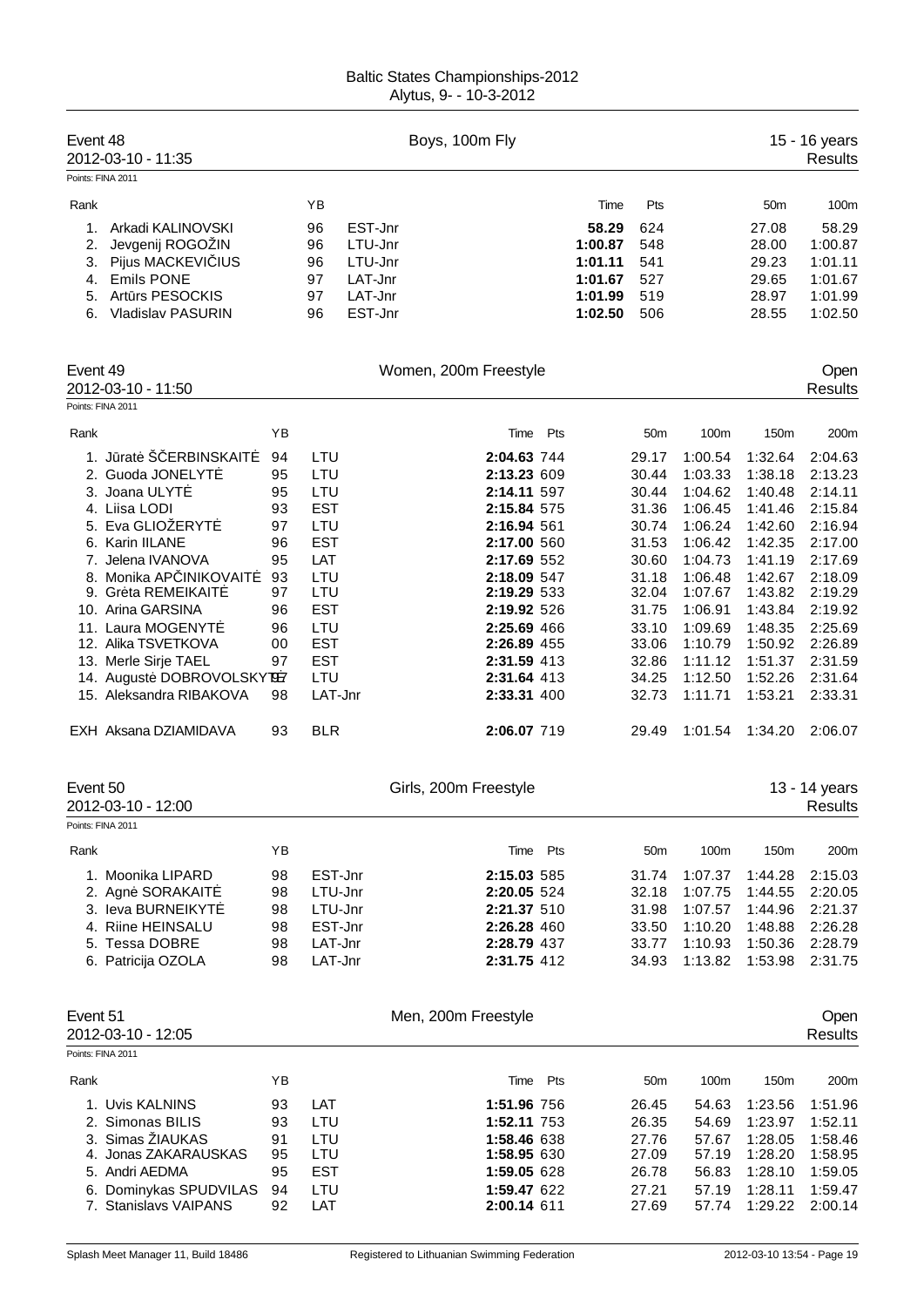# Baltic States Championships-2012

Alytus, 9- - 10-3-2012

## Event 48 — Boys, 100m Fly — 15 - 16 years

2012-03-10 - 11:35 — Results

Points: FINA 2011

| Rank | Name | YB | Team | Time | Pts | 50m | 100m |
|---|---|---|---|---|---|---|---|
| 1. | Arkadi KALINOVSKI | 96 | EST-Jnr | **58.29** | 624 | 27.08 | 58.29 |
| 2. | Jevgenij ROGOŽIN | 96 | LTU-Jnr | **1:00.87** | 548 | 28.00 | 1:00.87 |
| 3. | Pijus MACKEVIČIUS | 96 | LTU-Jnr | **1:01.11** | 541 | 29.23 | 1:01.11 |
| 4. | Emils PONE | 97 | LAT-Jnr | **1:01.67** | 527 | 29.65 | 1:01.67 |
| 5. | Artūrs PESOCKIS | 97 | LAT-Jnr | **1:01.99** | 519 | 28.97 | 1:01.99 |
| 6. | Vladislav PASURIN | 96 | EST-Jnr | **1:02.50** | 506 | 28.55 | 1:02.50 |

## Event 49 — Women, 200m Freestyle — Open

2012-03-10 - 11:50 — Results

Points: FINA 2011

| Rank | Name | YB | Team | Time | Pts | 50m | 100m | 150m | 200m |
|---|---|---|---|---|---|---|---|---|---|
| 1. | Jūratė ŠČERBINSKAITĖ | 94 | LTU | **2:04.63** | 744 | 29.17 | 1:00.54 | 1:32.64 | 2:04.63 |
| 2. | Guoda JONELYTĖ | 95 | LTU | **2:13.23** | 609 | 30.44 | 1:03.33 | 1:38.18 | 2:13.23 |
| 3. | Joana ULYTĖ | 95 | LTU | **2:14.11** | 597 | 30.44 | 1:04.62 | 1:40.48 | 2:14.11 |
| 4. | Liisa LODI | 93 | EST | **2:15.84** | 575 | 31.36 | 1:06.45 | 1:41.46 | 2:15.84 |
| 5. | Eva GLIOŽERYTĖ | 97 | LTU | **2:16.94** | 561 | 30.74 | 1:06.24 | 1:42.60 | 2:16.94 |
| 6. | Karin IILANE | 96 | EST | **2:17.00** | 560 | 31.53 | 1:06.42 | 1:42.35 | 2:17.00 |
| 7. | Jelena IVANOVA | 95 | LAT | **2:17.69** | 552 | 30.60 | 1:04.73 | 1:41.19 | 2:17.69 |
| 8. | Monika APČINIKOVAITĖ | 93 | LTU | **2:18.09** | 547 | 31.18 | 1:06.48 | 1:42.67 | 2:18.09 |
| 9. | Grėta REMEIKAITĖ | 97 | LTU | **2:19.29** | 533 | 32.04 | 1:07.67 | 1:43.82 | 2:19.29 |
| 10. | Arina GARSINA | 96 | EST | **2:19.92** | 526 | 31.75 | 1:06.91 | 1:43.84 | 2:19.92 |
| 11. | Laura MOGENYTĖ | 96 | LTU | **2:25.69** | 466 | 33.10 | 1:09.69 | 1:48.35 | 2:25.69 |
| 12. | Alika TSVETKOVA | 00 | EST | **2:26.89** | 455 | 33.06 | 1:10.79 | 1:50.92 | 2:26.89 |
| 13. | Merle Sirje TAEL | 97 | EST | **2:31.59** | 413 | 32.86 | 1:11.12 | 1:51.37 | 2:31.59 |
| 14. | Augustė DOBROVOLSKYTĖ | 97 | LTU | **2:31.64** | 413 | 34.25 | 1:12.50 | 1:52.26 | 2:31.64 |
| 15. | Aleksandra RIBAKOVA | 98 | LAT-Jnr | **2:33.31** | 400 | 32.73 | 1:11.71 | 1:53.21 | 2:33.31 |
| EXH | Aksana DZIAMIDAVA | 93 | BLR | **2:06.07** | 719 | 29.49 | 1:01.54 | 1:34.20 | 2:06.07 |

## Event 50 — Girls, 200m Freestyle — 13 - 14 years

2012-03-10 - 12:00 — Results

Points: FINA 2011

| Rank | Name | YB | Team | Time | Pts | 50m | 100m | 150m | 200m |
|---|---|---|---|---|---|---|---|---|---|
| 1. | Moonika LIPARD | 98 | EST-Jnr | **2:15.03** | 585 | 31.74 | 1:07.37 | 1:44.28 | 2:15.03 |
| 2. | Agnė SORAKAITĖ | 98 | LTU-Jnr | **2:20.05** | 524 | 32.18 | 1:07.75 | 1:44.55 | 2:20.05 |
| 3. | Ieva BURNEIKYTĖ | 98 | LTU-Jnr | **2:21.37** | 510 | 31.98 | 1:07.57 | 1:44.96 | 2:21.37 |
| 4. | Riine HEINSALU | 98 | EST-Jnr | **2:26.28** | 460 | 33.50 | 1:10.20 | 1:48.88 | 2:26.28 |
| 5. | Tessa DOBRE | 98 | LAT-Jnr | **2:28.79** | 437 | 33.77 | 1:10.93 | 1:50.36 | 2:28.79 |
| 6. | Patricija OZOLA | 98 | LAT-Jnr | **2:31.75** | 412 | 34.93 | 1:13.82 | 1:53.98 | 2:31.75 |

## Event 51 — Men, 200m Freestyle — Open

2012-03-10 - 12:05 — Results

Points: FINA 2011

| Rank | Name | YB | Team | Time | Pts | 50m | 100m | 150m | 200m |
|---|---|---|---|---|---|---|---|---|---|
| 1. | Uvis KALNINS | 93 | LAT | **1:51.96** | 756 | 26.45 | 54.63 | 1:23.56 | 1:51.96 |
| 2. | Simonas BILIS | 93 | LTU | **1:52.11** | 753 | 26.35 | 54.69 | 1:23.97 | 1:52.11 |
| 3. | Simas ŽIAUKAS | 91 | LTU | **1:58.46** | 638 | 27.76 | 57.67 | 1:28.05 | 1:58.46 |
| 4. | Jonas ZAKARAUSKAS | 95 | LTU | **1:58.95** | 630 | 27.09 | 57.19 | 1:28.20 | 1:58.95 |
| 5. | Andri AEDMA | 95 | EST | **1:59.05** | 628 | 26.78 | 56.83 | 1:28.10 | 1:59.05 |
| 6. | Dominykas SPUDVILAS | 94 | LTU | **1:59.47** | 622 | 27.21 | 57.19 | 1:28.11 | 1:59.47 |
| 7. | Stanislavs VAIPANS | 92 | LAT | **2:00.14** | 611 | 27.69 | 57.74 | 1:29.22 | 2:00.14 |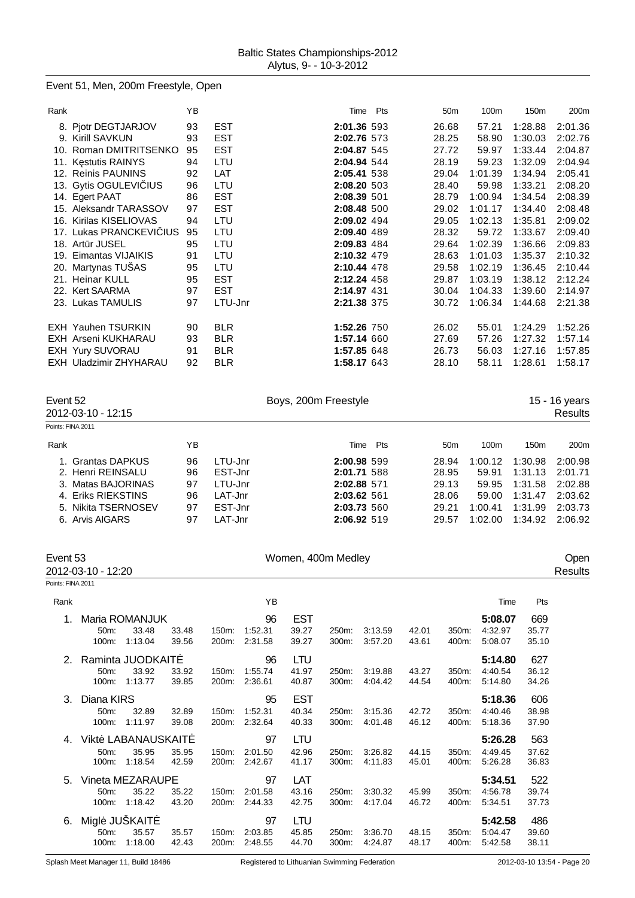## Event 51, Men, 200m Freestyle, Open

| Rank | | YB | | Time | Pts | 50m | 100m | 150m | 200m |
|---|---|---|---|---|---|---|---|---|---|
| 8. | Pjotr DEGTJARJOV | 93 | EST | **2:01.36** | 593 | 26.68 | 57.21 | 1:28.88 | 2:01.36 |
| 9. | Kirill SAVKUN | 93 | EST | **2:02.76** | 573 | 28.25 | 58.90 | 1:30.03 | 2:02.76 |
| 10. | Roman DMITRITSENKO | 95 | EST | **2:04.87** | 545 | 27.72 | 59.97 | 1:33.44 | 2:04.87 |
| 11. | Kęstutis RAINYS | 94 | LTU | **2:04.94** | 544 | 28.19 | 59.23 | 1:32.09 | 2:04.94 |
| 12. | Reinis PAUNINS | 92 | LAT | **2:05.41** | 538 | 29.04 | 1:01.39 | 1:34.94 | 2:05.41 |
| 13. | Gytis OGULEVIČIUS | 96 | LTU | **2:08.20** | 503 | 28.40 | 59.98 | 1:33.21 | 2:08.20 |
| 14. | Egert PAAT | 86 | EST | **2:08.39** | 501 | 28.79 | 1:00.94 | 1:34.54 | 2:08.39 |
| 15. | Aleksandr TARASSOV | 97 | EST | **2:08.48** | 500 | 29.02 | 1:01.17 | 1:34.40 | 2:08.48 |
| 16. | Kirilas KISELIOVAS | 94 | LTU | **2:09.02** | 494 | 29.05 | 1:02.13 | 1:35.81 | 2:09.02 |
| 17. | Lukas PRANCKEVIČIUS | 95 | LTU | **2:09.40** | 489 | 28.32 | 59.72 | 1:33.67 | 2:09.40 |
| 18. | Artūr JUSEL | 95 | LTU | **2:09.83** | 484 | 29.64 | 1:02.39 | 1:36.66 | 2:09.83 |
| 19. | Eimantas VIJAIKIS | 91 | LTU | **2:10.32** | 479 | 28.63 | 1:01.03 | 1:35.37 | 2:10.32 |
| 20. | Martynas TUŠAS | 95 | LTU | **2:10.44** | 478 | 29.58 | 1:02.19 | 1:36.45 | 2:10.44 |
| 21. | Heinar KULL | 95 | EST | **2:12.24** | 458 | 29.87 | 1:03.19 | 1:38.12 | 2:12.24 |
| 22. | Kert SAARMA | 97 | EST | **2:14.97** | 431 | 30.04 | 1:04.33 | 1:39.60 | 2:14.97 |
| 23. | Lukas TAMULIS | 97 | LTU-Jnr | **2:21.38** | 375 | 30.72 | 1:06.34 | 1:44.68 | 2:21.38 |
| EXH | Yauhen TSURKIN | 90 | BLR | **1:52.26** | 750 | 26.02 | 55.01 | 1:24.29 | 1:52.26 |
| EXH | Arseni KUKHARAU | 93 | BLR | **1:57.14** | 660 | 27.69 | 57.26 | 1:27.32 | 1:57.14 |
| EXH | Yury SUVORAU | 91 | BLR | **1:57.85** | 648 | 26.73 | 56.03 | 1:27.16 | 1:57.85 |
| EXH | Uladzimir ZHYHARAU | 92 | BLR | **1:58.17** | 643 | 28.10 | 58.11 | 1:28.61 | 1:58.17 |

## Event 52 — Boys, 200m Freestyle — 15 - 16 years

2012-03-10 - 12:15 — Results

Points: FINA 2011

| Rank | | YB | | Time | Pts | 50m | 100m | 150m | 200m |
|---|---|---|---|---|---|---|---|---|---|
| 1. | Grantas DAPKUS | 96 | LTU-Jnr | **2:00.98** | 599 | 28.94 | 1:00.12 | 1:30.98 | 2:00.98 |
| 2. | Henri REINSALU | 96 | EST-Jnr | **2:01.71** | 588 | 28.95 | 59.91 | 1:31.13 | 2:01.71 |
| 3. | Matas BAJORINAS | 97 | LTU-Jnr | **2:02.88** | 571 | 29.13 | 59.95 | 1:31.58 | 2:02.88 |
| 4. | Eriks RIEKSTINS | 96 | LAT-Jnr | **2:03.62** | 561 | 28.06 | 59.00 | 1:31.47 | 2:03.62 |
| 5. | Nikita TSERNOSEV | 97 | EST-Jnr | **2:03.73** | 560 | 29.21 | 1:00.41 | 1:31.99 | 2:03.73 |
| 6. | Arvis AIGARS | 97 | LAT-Jnr | **2:06.92** | 519 | 29.57 | 1:02.00 | 1:34.92 | 2:06.92 |

## Event 53 — Women, 400m Medley — Open

2012-03-10 - 12:20 — Results

Points: FINA 2011

| Rank | Name | YB | | Time | Pts |
|---|---|---|---|---|---|
| 1. | Maria ROMANJUK | 96 | EST | **5:08.07** | 669 |
| | 50m: 33.48 (33.48); 100m: 1:13.04 (39.56); 150m: 1:52.31 (39.27); 200m: 2:31.58 (39.27); 250m: 3:13.59 (42.01); 300m: 3:57.20 (43.61); 350m: 4:32.97 (35.77); 400m: 5:08.07 (35.10) | | | | |
| 2. | Raminta JUODKAITĖ | 96 | LTU | **5:14.80** | 627 |
| | 50m: 33.92 (33.92); 100m: 1:13.77 (39.85); 150m: 1:55.74 (41.97); 200m: 2:36.61 (40.87); 250m: 3:19.88 (43.27); 300m: 4:04.42 (44.54); 350m: 4:40.54 (36.12); 400m: 5:14.80 (34.26) | | | | |
| 3. | Diana KIRS | 95 | EST | **5:18.36** | 606 |
| | 50m: 32.89 (32.89); 100m: 1:11.97 (39.08); 150m: 1:52.31 (40.34); 200m: 2:32.64 (40.33); 250m: 3:15.36 (42.72); 300m: 4:01.48 (46.12); 350m: 4:40.46 (38.98); 400m: 5:18.36 (37.90) | | | | |
| 4. | Viktė LABANAUSKAITĖ | 97 | LTU | **5:26.28** | 563 |
| | 50m: 35.95 (35.95); 100m: 1:18.54 (42.59); 150m: 2:01.50 (42.96); 200m: 2:42.67 (41.17); 250m: 3:26.82 (44.15); 300m: 4:11.83 (45.01); 350m: 4:49.45 (37.62); 400m: 5:26.28 (36.83) | | | | |
| 5. | Vineta MEZARAUPE | 97 | LAT | **5:34.51** | 522 |
| | 50m: 35.22 (35.22); 100m: 1:18.42 (43.20); 150m: 2:01.58 (43.16); 200m: 2:44.33 (42.75); 250m: 3:30.32 (45.99); 300m: 4:17.04 (46.72); 350m: 4:56.78 (39.74); 400m: 5:34.51 (37.73) | | | | |
| 6. | Miglė JUŠKAITĖ | 97 | LTU | **5:42.58** | 486 |
| | 50m: 35.57 (35.57); 100m: 1:18.00 (42.43); 150m: 2:03.85 (45.85); 200m: 2:48.55 (44.70); 250m: 3:36.70 (48.15); 300m: 4:24.87 (48.17); 350m: 5:04.47 (39.60); 400m: 5:42.58 (38.11) | | | | |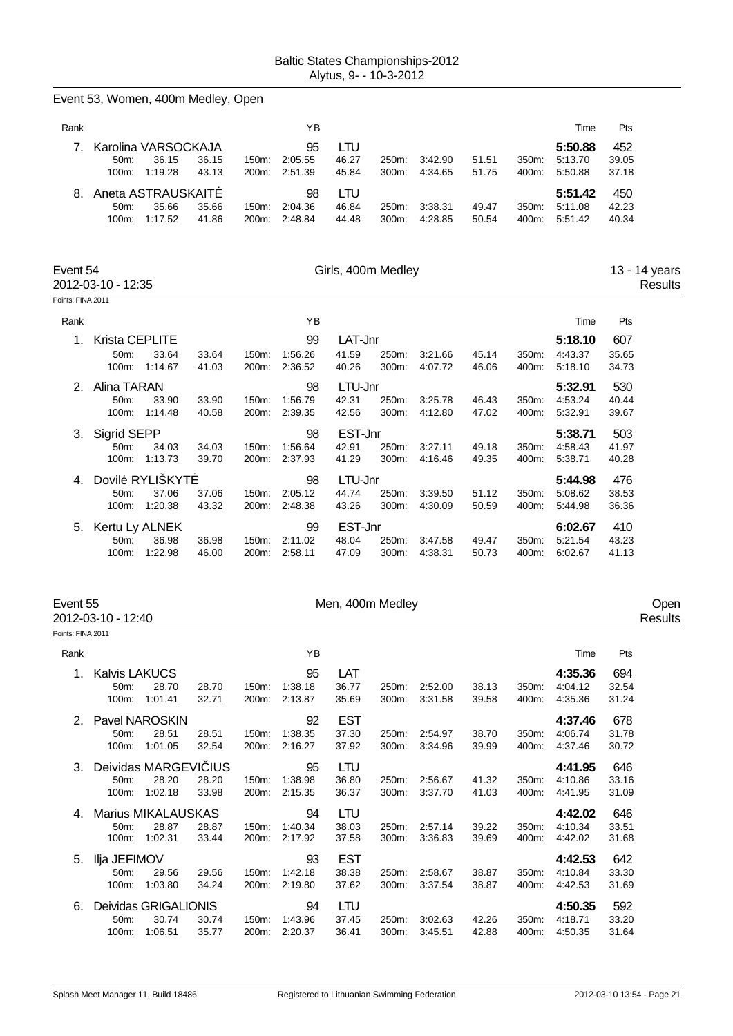Baltic States Championships-2012
Alytus, 9- - 10-3-2012

## Event 53, Women, 400m Medley, Open

| Rank | Name | | | | YB | Club | | | | | Time | Pts |
|---|---|---|---|---|---|---|---|---|---|---|---|---|
| 7. | Karolina VARSOCKAJA | | | | 95 | LTU | | | | | **5:50.88** | 452 |
| | 50m: 36.15 | 36.15 | 150m: | 2:05.55 | | 46.27 | 250m: 3:42.90 | 51.51 | 350m: | 5:13.70 | | 39.05 |
| | 100m: 1:19.28 | 43.13 | 200m: | 2:51.39 | | 45.84 | 300m: 4:34.65 | 51.75 | 400m: | 5:50.88 | | 37.18 |
| 8. | Aneta ASTRAUSKAITĖ | | | | 98 | LTU | | | | | **5:51.42** | 450 |
| | 50m: 35.66 | 35.66 | 150m: | 2:04.36 | | 46.84 | 250m: 3:38.31 | 49.47 | 350m: | 5:11.08 | | 42.23 |
| | 100m: 1:17.52 | 41.86 | 200m: | 2:48.84 | | 44.48 | 300m: 4:28.85 | 50.54 | 400m: | 5:51.42 | | 40.34 |

## Event 54 — Girls, 400m Medley — 13 - 14 years

2012-03-10 - 12:35 — Results

Points: FINA 2011

| Rank | Name | | | | YB | Club | | | | | Time | Pts |
|---|---|---|---|---|---|---|---|---|---|---|---|---|
| 1. | Krista CEPLITE | | | | 99 | LAT-Jnr | | | | | **5:18.10** | 607 |
| | 50m: 33.64 | 33.64 | 150m: | 1:56.26 | | 41.59 | 250m: 3:21.66 | 45.14 | 350m: | 4:43.37 | | 35.65 |
| | 100m: 1:14.67 | 41.03 | 200m: | 2:36.52 | | 40.26 | 300m: 4:07.72 | 46.06 | 400m: | 5:18.10 | | 34.73 |
| 2. | Alina TARAN | | | | 98 | LTU-Jnr | | | | | **5:32.91** | 530 |
| | 50m: 33.90 | 33.90 | 150m: | 1:56.79 | | 42.31 | 250m: 3:25.78 | 46.43 | 350m: | 4:53.24 | | 40.44 |
| | 100m: 1:14.48 | 40.58 | 200m: | 2:39.35 | | 42.56 | 300m: 4:12.80 | 47.02 | 400m: | 5:32.91 | | 39.67 |
| 3. | Sigrid SEPP | | | | 98 | EST-Jnr | | | | | **5:38.71** | 503 |
| | 50m: 34.03 | 34.03 | 150m: | 1:56.64 | | 42.91 | 250m: 3:27.11 | 49.18 | 350m: | 4:58.43 | | 41.97 |
| | 100m: 1:13.73 | 39.70 | 200m: | 2:37.93 | | 41.29 | 300m: 4:16.46 | 49.35 | 400m: | 5:38.71 | | 40.28 |
| 4. | Dovilė RYLIŠKYTĖ | | | | 98 | LTU-Jnr | | | | | **5:44.98** | 476 |
| | 50m: 37.06 | 37.06 | 150m: | 2:05.12 | | 44.74 | 250m: 3:39.50 | 51.12 | 350m: | 5:08.62 | | 38.53 |
| | 100m: 1:20.38 | 43.32 | 200m: | 2:48.38 | | 43.26 | 300m: 4:30.09 | 50.59 | 400m: | 5:44.98 | | 36.36 |
| 5. | Kertu Ly ALNEK | | | | 99 | EST-Jnr | | | | | **6:02.67** | 410 |
| | 50m: 36.98 | 36.98 | 150m: | 2:11.02 | | 48.04 | 250m: 3:47.58 | 49.47 | 350m: | 5:21.54 | | 43.23 |
| | 100m: 1:22.98 | 46.00 | 200m: | 2:58.11 | | 47.09 | 300m: 4:38.31 | 50.73 | 400m: | 6:02.67 | | 41.13 |

## Event 55 — Men, 400m Medley — Open

2012-03-10 - 12:40 — Results

Points: FINA 2011

| Rank | Name | | | | YB | Club | | | | | Time | Pts |
|---|---|---|---|---|---|---|---|---|---|---|---|---|
| 1. | Kalvis LAKUCS | | | | 95 | LAT | | | | | **4:35.36** | 694 |
| | 50m: 28.70 | 28.70 | 150m: | 1:38.18 | | 36.77 | 250m: 2:52.00 | 38.13 | 350m: | 4:04.12 | | 32.54 |
| | 100m: 1:01.41 | 32.71 | 200m: | 2:13.87 | | 35.69 | 300m: 3:31.58 | 39.58 | 400m: | 4:35.36 | | 31.24 |
| 2. | Pavel NAROSKIN | | | | 92 | EST | | | | | **4:37.46** | 678 |
| | 50m: 28.51 | 28.51 | 150m: | 1:38.35 | | 37.30 | 250m: 2:54.97 | 38.70 | 350m: | 4:06.74 | | 31.78 |
| | 100m: 1:01.05 | 32.54 | 200m: | 2:16.27 | | 37.92 | 300m: 3:34.96 | 39.99 | 400m: | 4:37.46 | | 30.72 |
| 3. | Deividas MARGEVIČIUS | | | | 95 | LTU | | | | | **4:41.95** | 646 |
| | 50m: 28.20 | 28.20 | 150m: | 1:38.98 | | 36.80 | 250m: 2:56.67 | 41.32 | 350m: | 4:10.86 | | 33.16 |
| | 100m: 1:02.18 | 33.98 | 200m: | 2:15.35 | | 36.37 | 300m: 3:37.70 | 41.03 | 400m: | 4:41.95 | | 31.09 |
| 4. | Marius MIKALAUSKAS | | | | 94 | LTU | | | | | **4:42.02** | 646 |
| | 50m: 28.87 | 28.87 | 150m: | 1:40.34 | | 38.03 | 250m: 2:57.14 | 39.22 | 350m: | 4:10.34 | | 33.51 |
| | 100m: 1:02.31 | 33.44 | 200m: | 2:17.92 | | 37.58 | 300m: 3:36.83 | 39.69 | 400m: | 4:42.02 | | 31.68 |
| 5. | Ilja JEFIMOV | | | | 93 | EST | | | | | **4:42.53** | 642 |
| | 50m: 29.56 | 29.56 | 150m: | 1:42.18 | | 38.38 | 250m: 2:58.67 | 38.87 | 350m: | 4:10.84 | | 33.30 |
| | 100m: 1:03.80 | 34.24 | 200m: | 2:19.80 | | 37.62 | 300m: 3:37.54 | 38.87 | 400m: | 4:42.53 | | 31.69 |
| 6. | Deividas GRIGALIONIS | | | | 94 | LTU | | | | | **4:50.35** | 592 |
| | 50m: 30.74 | 30.74 | 150m: | 1:43.96 | | 37.45 | 250m: 3:02.63 | 42.26 | 350m: | 4:18.71 | | 33.20 |
| | 100m: 1:06.51 | 35.77 | 200m: | 2:20.37 | | 36.41 | 300m: 3:45.51 | 42.88 | 400m: | 4:50.35 | | 31.64 |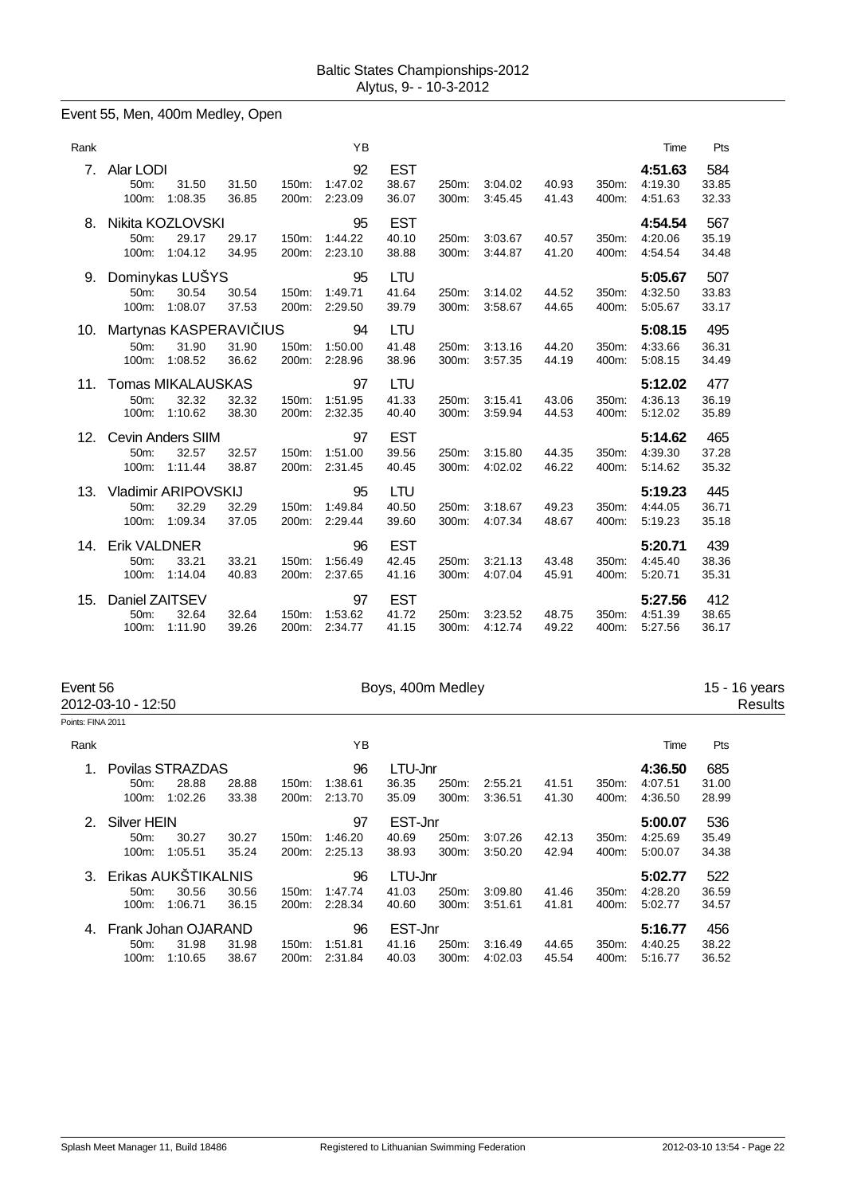Baltic States Championships-2012
Alytus, 9- - 10-3-2012

## Event 55, Men, 400m Medley, Open

| Rank | Name | | | | YB | | | | | | | Time | Pts |
|---|---|---|---|---|---|---|---|---|---|---|---|---|---|
| 7. | Alar LODI | | | | 92 | EST | | | | | | 4:51.63 | 584 |
| | 50m: | 31.50 | 31.50 | 150m: | 1:47.02 | 38.67 | 250m: | 3:04.02 | 40.93 | 350m: | | 4:19.30 | 33.85 |
| | 100m: | 1:08.35 | 36.85 | 200m: | 2:23.09 | 36.07 | 300m: | 3:45.45 | 41.43 | 400m: | | 4:51.63 | 32.33 |
| 8. | Nikita KOZLOVSKI | | | | 95 | EST | | | | | | 4:54.54 | 567 |
| | 50m: | 29.17 | 29.17 | 150m: | 1:44.22 | 40.10 | 250m: | 3:03.67 | 40.57 | 350m: | | 4:20.06 | 35.19 |
| | 100m: | 1:04.12 | 34.95 | 200m: | 2:23.10 | 38.88 | 300m: | 3:44.87 | 41.20 | 400m: | | 4:54.54 | 34.48 |
| 9. | Dominykas LUŠYS | | | | 95 | LTU | | | | | | 5:05.67 | 507 |
| | 50m: | 30.54 | 30.54 | 150m: | 1:49.71 | 41.64 | 250m: | 3:14.02 | 44.52 | 350m: | | 4:32.50 | 33.83 |
| | 100m: | 1:08.07 | 37.53 | 200m: | 2:29.50 | 39.79 | 300m: | 3:58.67 | 44.65 | 400m: | | 5:05.67 | 33.17 |
| 10. | Martynas KASPERAVIČIUS | | | | 94 | LTU | | | | | | 5:08.15 | 495 |
| | 50m: | 31.90 | 31.90 | 150m: | 1:50.00 | 41.48 | 250m: | 3:13.16 | 44.20 | 350m: | | 4:33.66 | 36.31 |
| | 100m: | 1:08.52 | 36.62 | 200m: | 2:28.96 | 38.96 | 300m: | 3:57.35 | 44.19 | 400m: | | 5:08.15 | 34.49 |
| 11. | Tomas MIKALAUSKAS | | | | 97 | LTU | | | | | | 5:12.02 | 477 |
| | 50m: | 32.32 | 32.32 | 150m: | 1:51.95 | 41.33 | 250m: | 3:15.41 | 43.06 | 350m: | | 4:36.13 | 36.19 |
| | 100m: | 1:10.62 | 38.30 | 200m: | 2:32.35 | 40.40 | 300m: | 3:59.94 | 44.53 | 400m: | | 5:12.02 | 35.89 |
| 12. | Cevin Anders SIIM | | | | 97 | EST | | | | | | 5:14.62 | 465 |
| | 50m: | 32.57 | 32.57 | 150m: | 1:51.00 | 39.56 | 250m: | 3:15.80 | 44.35 | 350m: | | 4:39.30 | 37.28 |
| | 100m: | 1:11.44 | 38.87 | 200m: | 2:31.45 | 40.45 | 300m: | 4:02.02 | 46.22 | 400m: | | 5:14.62 | 35.32 |
| 13. | Vladimir ARIPOVSKIJ | | | | 95 | LTU | | | | | | 5:19.23 | 445 |
| | 50m: | 32.29 | 32.29 | 150m: | 1:49.84 | 40.50 | 250m: | 3:18.67 | 49.23 | 350m: | | 4:44.05 | 36.71 |
| | 100m: | 1:09.34 | 37.05 | 200m: | 2:29.44 | 39.60 | 300m: | 4:07.34 | 48.67 | 400m: | | 5:19.23 | 35.18 |
| 14. | Erik VALDNER | | | | 96 | EST | | | | | | 5:20.71 | 439 |
| | 50m: | 33.21 | 33.21 | 150m: | 1:56.49 | 42.45 | 250m: | 3:21.13 | 43.48 | 350m: | | 4:45.40 | 38.36 |
| | 100m: | 1:14.04 | 40.83 | 200m: | 2:37.65 | 41.16 | 300m: | 4:07.04 | 45.91 | 400m: | | 5:20.71 | 35.31 |
| 15. | Daniel ZAITSEV | | | | 97 | EST | | | | | | 5:27.56 | 412 |
| | 50m: | 32.64 | 32.64 | 150m: | 1:53.62 | 41.72 | 250m: | 3:23.52 | 48.75 | 350m: | | 4:51.39 | 38.65 |
| | 100m: | 1:11.90 | 39.26 | 200m: | 2:34.77 | 41.15 | 300m: | 4:12.74 | 49.22 | 400m: | | 5:27.56 | 36.17 |

## Event 56 — Boys, 400m Medley — 15 - 16 years

2012-03-10 - 12:50 — Results

Points: FINA 2011

| Rank | Name | | | | YB | | | | | | | Time | Pts |
|---|---|---|---|---|---|---|---|---|---|---|---|---|---|
| 1. | Povilas STRAZDAS | | | | 96 | LTU-Jnr | | | | | | 4:36.50 | 685 |
| | 50m: | 28.88 | 28.88 | 150m: | 1:38.61 | 36.35 | 250m: | 2:55.21 | 41.51 | 350m: | | 4:07.51 | 31.00 |
| | 100m: | 1:02.26 | 33.38 | 200m: | 2:13.70 | 35.09 | 300m: | 3:36.51 | 41.30 | 400m: | | 4:36.50 | 28.99 |
| 2. | Silver HEIN | | | | 97 | EST-Jnr | | | | | | 5:00.07 | 536 |
| | 50m: | 30.27 | 30.27 | 150m: | 1:46.20 | 40.69 | 250m: | 3:07.26 | 42.13 | 350m: | | 4:25.69 | 35.49 |
| | 100m: | 1:05.51 | 35.24 | 200m: | 2:25.13 | 38.93 | 300m: | 3:50.20 | 42.94 | 400m: | | 5:00.07 | 34.38 |
| 3. | Erikas AUKŠTIKALNIS | | | | 96 | LTU-Jnr | | | | | | 5:02.77 | 522 |
| | 50m: | 30.56 | 30.56 | 150m: | 1:47.74 | 41.03 | 250m: | 3:09.80 | 41.46 | 350m: | | 4:28.20 | 36.59 |
| | 100m: | 1:06.71 | 36.15 | 200m: | 2:28.34 | 40.60 | 300m: | 3:51.61 | 41.81 | 400m: | | 5:02.77 | 34.57 |
| 4. | Frank Johan OJARAND | | | | 96 | EST-Jnr | | | | | | 5:16.77 | 456 |
| | 50m: | 31.98 | 31.98 | 150m: | 1:51.81 | 41.16 | 250m: | 3:16.49 | 44.65 | 350m: | | 4:40.25 | 38.22 |
| | 100m: | 1:10.65 | 38.67 | 200m: | 2:31.84 | 40.03 | 300m: | 4:02.03 | 45.54 | 400m: | | 5:16.77 | 36.52 |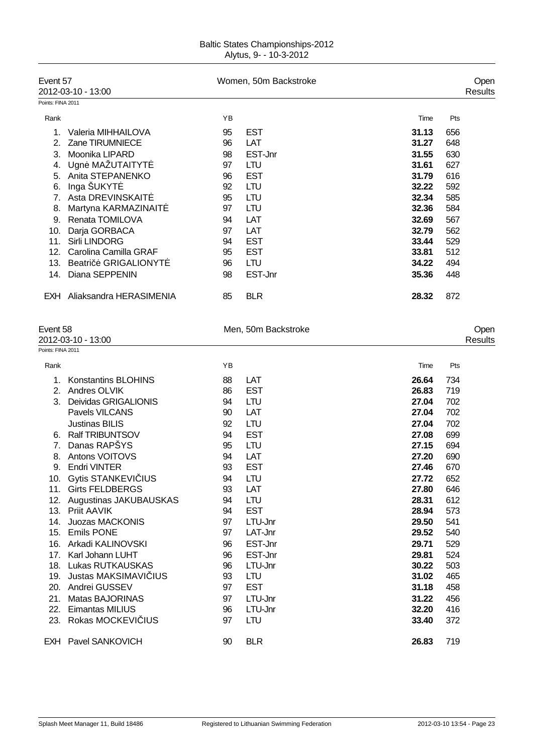Baltic States Championships-2012
Alytus, 9- - 10-3-2012

## Event 57 — Women, 50m Backstroke — Open

2012-03-10 - 13:00 — Results

Points: FINA 2011

| Rank | Name | YB | Team | Time | Pts |
|---|---|---|---|---|---|
| 1. | Valeria MIHHAILOVA | 95 | EST | **31.13** | 656 |
| 2. | Zane TIRUMNIECE | 96 | LAT | **31.27** | 648 |
| 3. | Moonika LIPARD | 98 | EST-Jnr | **31.55** | 630 |
| 4. | Ugnė MAŽUTAITYTĖ | 97 | LTU | **31.61** | 627 |
| 5. | Anita STEPANENKO | 96 | EST | **31.79** | 616 |
| 6. | Inga ŠUKYTĖ | 92 | LTU | **32.22** | 592 |
| 7. | Asta DREVINSKAITĖ | 95 | LTU | **32.34** | 585 |
| 8. | Martyna KARMAZINAITĖ | 97 | LTU | **32.36** | 584 |
| 9. | Renata TOMILOVA | 94 | LAT | **32.69** | 567 |
| 10. | Darja GORBACA | 97 | LAT | **32.79** | 562 |
| 11. | Sirli LINDORG | 94 | EST | **33.44** | 529 |
| 12. | Carolina Camilla GRAF | 95 | EST | **33.81** | 512 |
| 13. | Beatričė GRIGALIONYTĖ | 96 | LTU | **34.22** | 494 |
| 14. | Diana SEPPENIN | 98 | EST-Jnr | **35.36** | 448 |
| EXH | Aliaksandra HERASIMENIA | 85 | BLR | **28.32** | 872 |

## Event 58 — Men, 50m Backstroke — Open

2012-03-10 - 13:00 — Results

Points: FINA 2011

| Rank | Name | YB | Team | Time | Pts |
|---|---|---|---|---|---|
| 1. | Konstantins BLOHINS | 88 | LAT | **26.64** | 734 |
| 2. | Andres OLVIK | 86 | EST | **26.83** | 719 |
| 3. | Deividas GRIGALIONIS | 94 | LTU | **27.04** | 702 |
| | Pavels VILCANS | 90 | LAT | **27.04** | 702 |
| | Justinas BILIS | 92 | LTU | **27.04** | 702 |
| 6. | Ralf TRIBUNTSOV | 94 | EST | **27.08** | 699 |
| 7. | Danas RAPŠYS | 95 | LTU | **27.15** | 694 |
| 8. | Antons VOITOVS | 94 | LAT | **27.20** | 690 |
| 9. | Endri VINTER | 93 | EST | **27.46** | 670 |
| 10. | Gytis STANKEVIČIUS | 94 | LTU | **27.72** | 652 |
| 11. | Girts FELDBERGS | 93 | LAT | **27.80** | 646 |
| 12. | Augustinas JAKUBAUSKAS | 94 | LTU | **28.31** | 612 |
| 13. | Priit AAVIK | 94 | EST | **28.94** | 573 |
| 14. | Juozas MACKONIS | 97 | LTU-Jnr | **29.50** | 541 |
| 15. | Emils PONE | 97 | LAT-Jnr | **29.52** | 540 |
| 16. | Arkadi KALINOVSKI | 96 | EST-Jnr | **29.71** | 529 |
| 17. | Karl Johann LUHT | 96 | EST-Jnr | **29.81** | 524 |
| 18. | Lukas RUTKAUSKAS | 96 | LTU-Jnr | **30.22** | 503 |
| 19. | Justas MAKSIMAVIČIUS | 93 | LTU | **31.02** | 465 |
| 20. | Andrei GUSSEV | 97 | EST | **31.18** | 458 |
| 21. | Matas BAJORINAS | 97 | LTU-Jnr | **31.22** | 456 |
| 22. | Eimantas MILIUS | 96 | LTU-Jnr | **32.20** | 416 |
| 23. | Rokas MOCKEVIČIUS | 97 | LTU | **33.40** | 372 |
| EXH | Pavel SANKOVICH | 90 | BLR | **26.83** | 719 |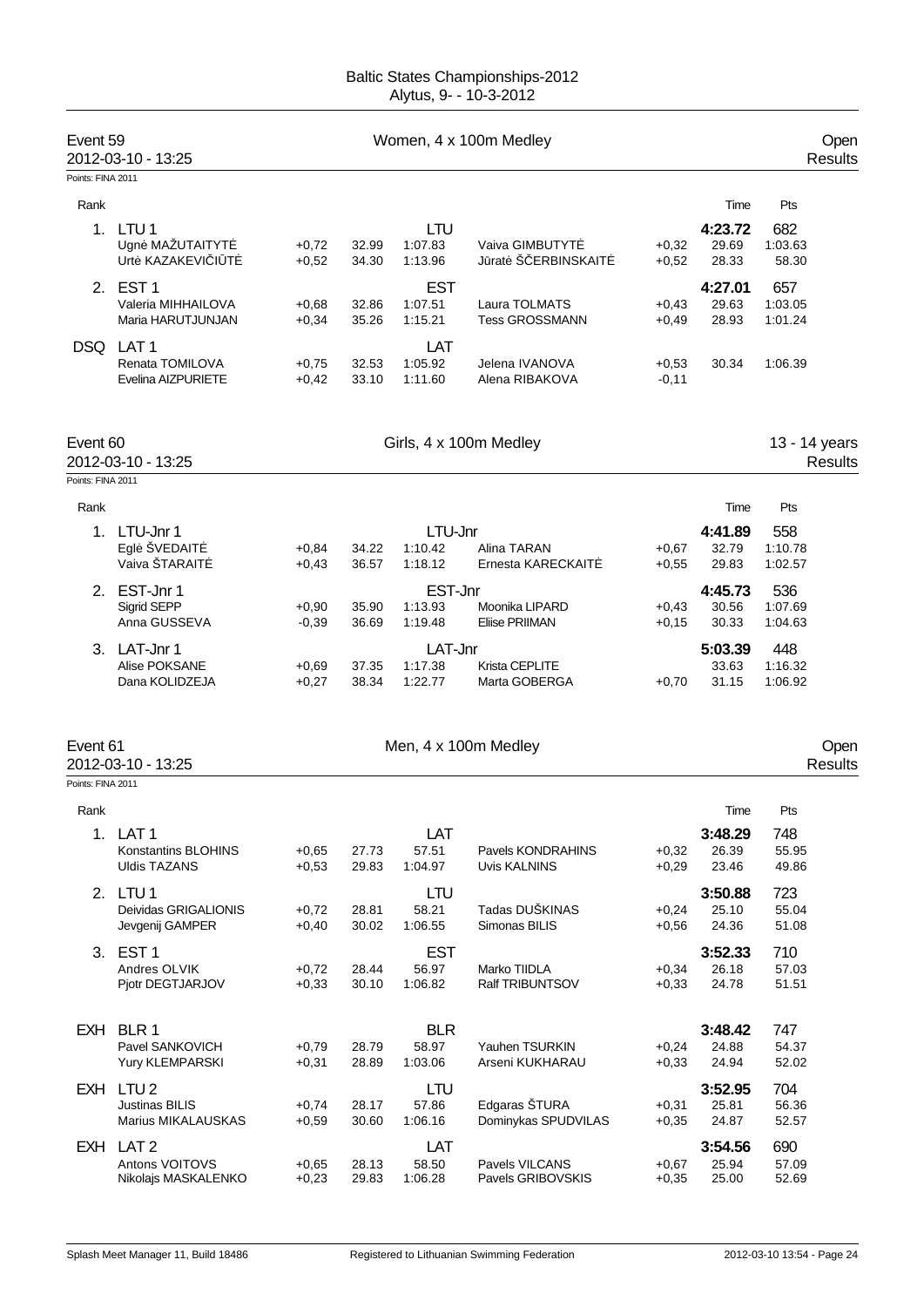# Baltic States Championships-2012
Alytus, 9- - 10-3-2012

## Event 59 — Women, 4 x 100m Medley — Open
2012-03-10 - 13:25 — Results

Points: FINA 2011

| Rank | Team / Swimmer | RT | 50m | 100m | Swimmer | RT | 50m | Time | Pts |
|---|---|---|---|---|---|---|---|---|---|
| 1. | LTU 1 | | | LTU | | | | **4:23.72** | 682 |
| | Ugnė MAŽUTAITYTĖ | +0,72 | 32.99 | 1:07.83 | Vaiva GIMBUTYTĖ | +0,32 | 29.69 | | 1:03.63 |
| | Urtė KAZAKEVIČIŪTĖ | +0,52 | 34.30 | 1:13.96 | Jūratė ŠČERBINSKAITĖ | +0,52 | 28.33 | | 58.30 |
| 2. | EST 1 | | | EST | | | | **4:27.01** | 657 |
| | Valeria MIHHAILOVA | +0,68 | 32.86 | 1:07.51 | Laura TOLMATS | +0,43 | 29.63 | | 1:03.05 |
| | Maria HARUTJUNJAN | +0,34 | 35.26 | 1:15.21 | Tess GROSSMANN | +0,49 | 28.93 | | 1:01.24 |
| DSQ | LAT 1 | | | LAT | | | | | |
| | Renata TOMILOVA | +0,75 | 32.53 | 1:05.92 | Jelena IVANOVA | +0,53 | 30.34 | | 1:06.39 |
| | Evelina AIZPURIETE | +0,42 | 33.10 | 1:11.60 | Alena RIBAKOVA | -0,11 | | | |

## Event 60 — Girls, 4 x 100m Medley — 13 - 14 years
2012-03-10 - 13:25 — Results

Points: FINA 2011

| Rank | Team / Swimmer | RT | 50m | 100m | Swimmer | RT | 50m | Time | Pts |
|---|---|---|---|---|---|---|---|---|---|
| 1. | LTU-Jnr 1 | | | LTU-Jnr | | | | **4:41.89** | 558 |
| | Eglė ŠVEDAITĖ | +0,84 | 34.22 | 1:10.42 | Alina TARAN | +0,67 | 32.79 | | 1:10.78 |
| | Vaiva ŠTARAITĖ | +0,43 | 36.57 | 1:18.12 | Ernesta KARECKAITĖ | +0,55 | 29.83 | | 1:02.57 |
| 2. | EST-Jnr 1 | | | EST-Jnr | | | | **4:45.73** | 536 |
| | Sigrid SEPP | +0,90 | 35.90 | 1:13.93 | Moonika LIPARD | +0,43 | 30.56 | | 1:07.69 |
| | Anna GUSSEVA | -0,39 | 36.69 | 1:19.48 | Eliise PRIIMAN | +0,15 | 30.33 | | 1:04.63 |
| 3. | LAT-Jnr 1 | | | LAT-Jnr | | | | **5:03.39** | 448 |
| | Alise POKSANE | +0,69 | 37.35 | 1:17.38 | Krista CEPLITE | | 33.63 | | 1:16.32 |
| | Dana KOLIDZEJA | +0,27 | 38.34 | 1:22.77 | Marta GOBERGA | +0,70 | 31.15 | | 1:06.92 |

## Event 61 — Men, 4 x 100m Medley — Open
2012-03-10 - 13:25 — Results

Points: FINA 2011

| Rank | Team / Swimmer | RT | 50m | 100m | Swimmer | RT | 50m | Time | Pts |
|---|---|---|---|---|---|---|---|---|---|
| 1. | LAT 1 | | | LAT | | | | **3:48.29** | 748 |
| | Konstantins BLOHINS | +0,65 | 27.73 | 57.51 | Pavels KONDRAHINS | +0,32 | 26.39 | | 55.95 |
| | Uldis TAZANS | +0,53 | 29.83 | 1:04.97 | Uvis KALNINS | +0,29 | 23.46 | | 49.86 |
| 2. | LTU 1 | | | LTU | | | | **3:50.88** | 723 |
| | Deividas GRIGALIONIS | +0,72 | 28.81 | 58.21 | Tadas DUŠKINAS | +0,24 | 25.10 | | 55.04 |
| | Jevgenij GAMPER | +0,40 | 30.02 | 1:06.55 | Simonas BILIS | +0,56 | 24.36 | | 51.08 |
| 3. | EST 1 | | | EST | | | | **3:52.33** | 710 |
| | Andres OLVIK | +0,72 | 28.44 | 56.97 | Marko TIIDLA | +0,34 | 26.18 | | 57.03 |
| | Pjotr DEGTJARJOV | +0,33 | 30.10 | 1:06.82 | Ralf TRIBUNTSOV | +0,33 | 24.78 | | 51.51 |
| EXH | BLR 1 | | | BLR | | | | **3:48.42** | 747 |
| | Pavel SANKOVICH | +0,79 | 28.79 | 58.97 | Yauhen TSURKIN | +0,24 | 24.88 | | 54.37 |
| | Yury KLEMPARSKI | +0,31 | 28.89 | 1:03.06 | Arseni KUKHARAU | +0,33 | 24.94 | | 52.02 |
| EXH | LTU 2 | | | LTU | | | | **3:52.95** | 704 |
| | Justinas BILIS | +0,74 | 28.17 | 57.86 | Edgaras ŠTURA | +0,31 | 25.81 | | 56.36 |
| | Marius MIKALAUSKAS | +0,59 | 30.60 | 1:06.16 | Dominykas SPUDVILAS | +0,35 | 24.87 | | 52.57 |
| EXH | LAT 2 | | | LAT | | | | **3:54.56** | 690 |
| | Antons VOITOVS | +0,65 | 28.13 | 58.50 | Pavels VILCANS | +0,67 | 25.94 | | 57.09 |
| | Nikolajs MASKALENKO | +0,23 | 29.83 | 1:06.28 | Pavels GRIBOVSKIS | +0,35 | 25.00 | | 52.69 |

Splash Meet Manager 11, Build 18486 — Registered to Lithuanian Swimming Federation — 2012-03-10 13:54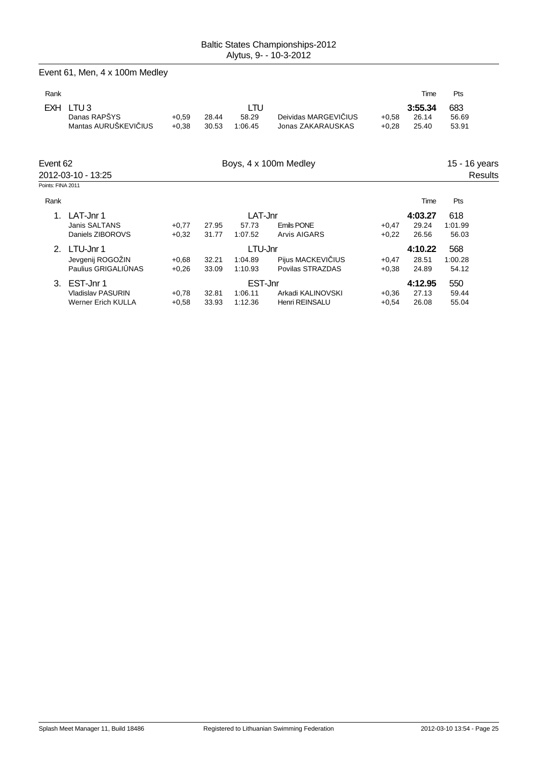Baltic States Championships-2012
Alytus, 9- - 10-3-2012

## Event 61, Men, 4 x 100m Medley

| Rank | | | | | | | Time | Pts |
|---|---|---|---|---|---|---|---|---|
| EXH | LTU 3 | | | LTU | | | 3:55.34 | 683 |
| | Danas RAPŠYS | +0,59 | 28.44 | 58.29 | Deividas MARGEVIČIUS | +0,58 | 26.14 | 56.69 |
| | Mantas AURUŠKEVIČIUS | +0,38 | 30.53 | 1:06.45 | Jonas ZAKARAUSKAS | +0,28 | 25.40 | 53.91 |

## Event 62 — Boys, 4 x 100m Medley — 15 - 16 years

2012-03-10 - 13:25 — Results

Points: FINA 2011

| Rank | | | | | | | Time | Pts |
|---|---|---|---|---|---|---|---|---|
| 1. | LAT-Jnr 1 | | | LAT-Jnr | | | 4:03.27 | 618 |
| | Janis SALTANS | +0,77 | 27.95 | 57.73 | Emils PONE | +0,47 | 29.24 | 1:01.99 |
| | Daniels ZIBOROVS | +0,32 | 31.77 | 1:07.52 | Arvis AIGARS | +0,22 | 26.56 | 56.03 |
| 2. | LTU-Jnr 1 | | | LTU-Jnr | | | 4:10.22 | 568 |
| | Jevgenij ROGOŽIN | +0,68 | 32.21 | 1:04.89 | Pijus MACKEVIČIUS | +0,47 | 28.51 | 1:00.28 |
| | Paulius GRIGALIŪNAS | +0,26 | 33.09 | 1:10.93 | Povilas STRAZDAS | +0,38 | 24.89 | 54.12 |
| 3. | EST-Jnr 1 | | | EST-Jnr | | | 4:12.95 | 550 |
| | Vladislav PASURIN | +0,78 | 32.81 | 1:06.11 | Arkadi KALINOVSKI | +0,36 | 27.13 | 59.44 |
| | Werner Erich KULLA | +0,58 | 33.93 | 1:12.36 | Henri REINSALU | +0,54 | 26.08 | 55.04 |